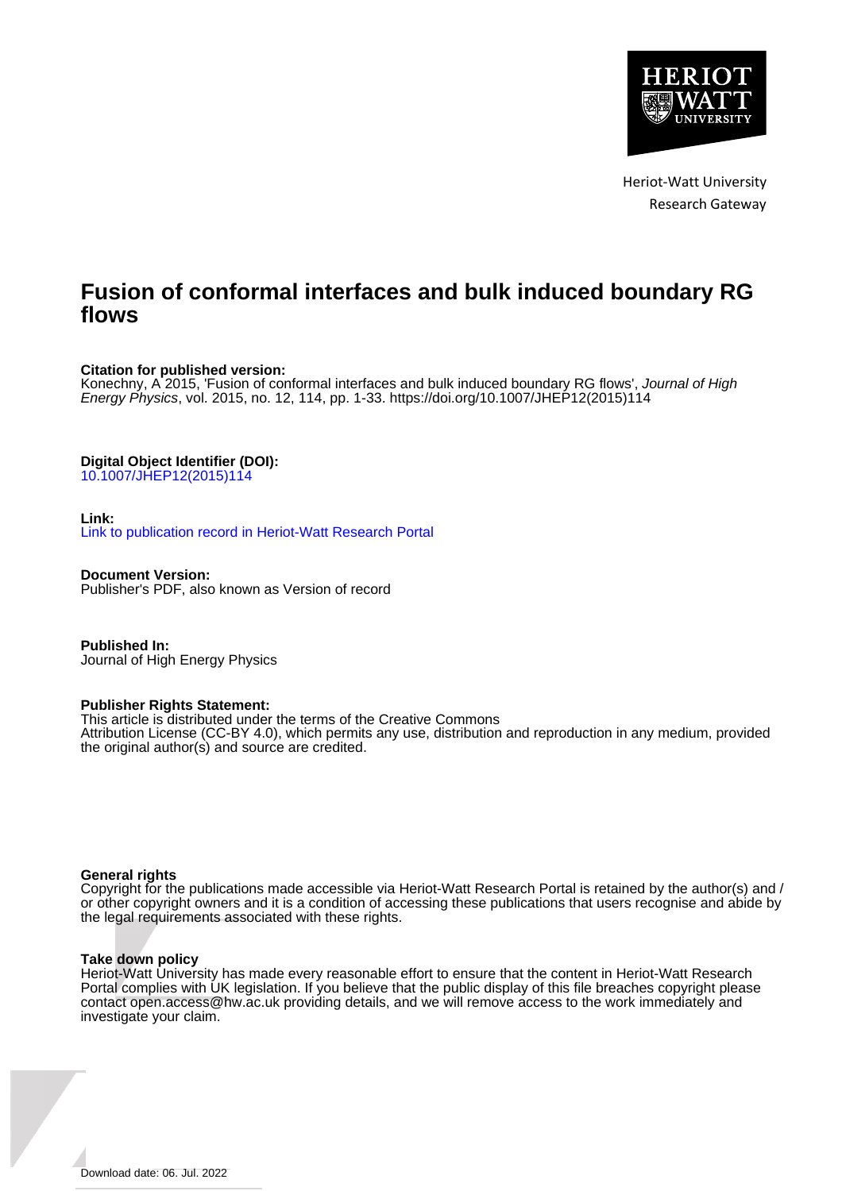Heriot-Watt University
Research Gateway

# Fusion of conformal interfaces and bulk induced boundary RG flows

**Citation for published version:**
Konechny, A 2015, 'Fusion of conformal interfaces and bulk induced boundary RG flows', *Journal of High Energy Physics*, vol. 2015, no. 12, 114, pp. 1-33. https://doi.org/10.1007/JHEP12(2015)114

**Digital Object Identifier (DOI):**
10.1007/JHEP12(2015)114

**Link:**
Link to publication record in Heriot-Watt Research Portal

**Document Version:**
Publisher's PDF, also known as Version of record

**Published In:**
Journal of High Energy Physics

**Publisher Rights Statement:**
This article is distributed under the terms of the Creative Commons
Attribution License (CC-BY 4.0), which permits any use, distribution and reproduction in any medium, provided the original author(s) and source are credited.

**General rights**
Copyright for the publications made accessible via Heriot-Watt Research Portal is retained by the author(s) and / or other copyright owners and it is a condition of accessing these publications that users recognise and abide by the legal requirements associated with these rights.

**Take down policy**
Heriot-Watt University has made every reasonable effort to ensure that the content in Heriot-Watt Research Portal complies with UK legislation. If you believe that the public display of this file breaches copyright please contact open.access@hw.ac.uk providing details, and we will remove access to the work immediately and investigate your claim.

Download date: 06. Jul. 2022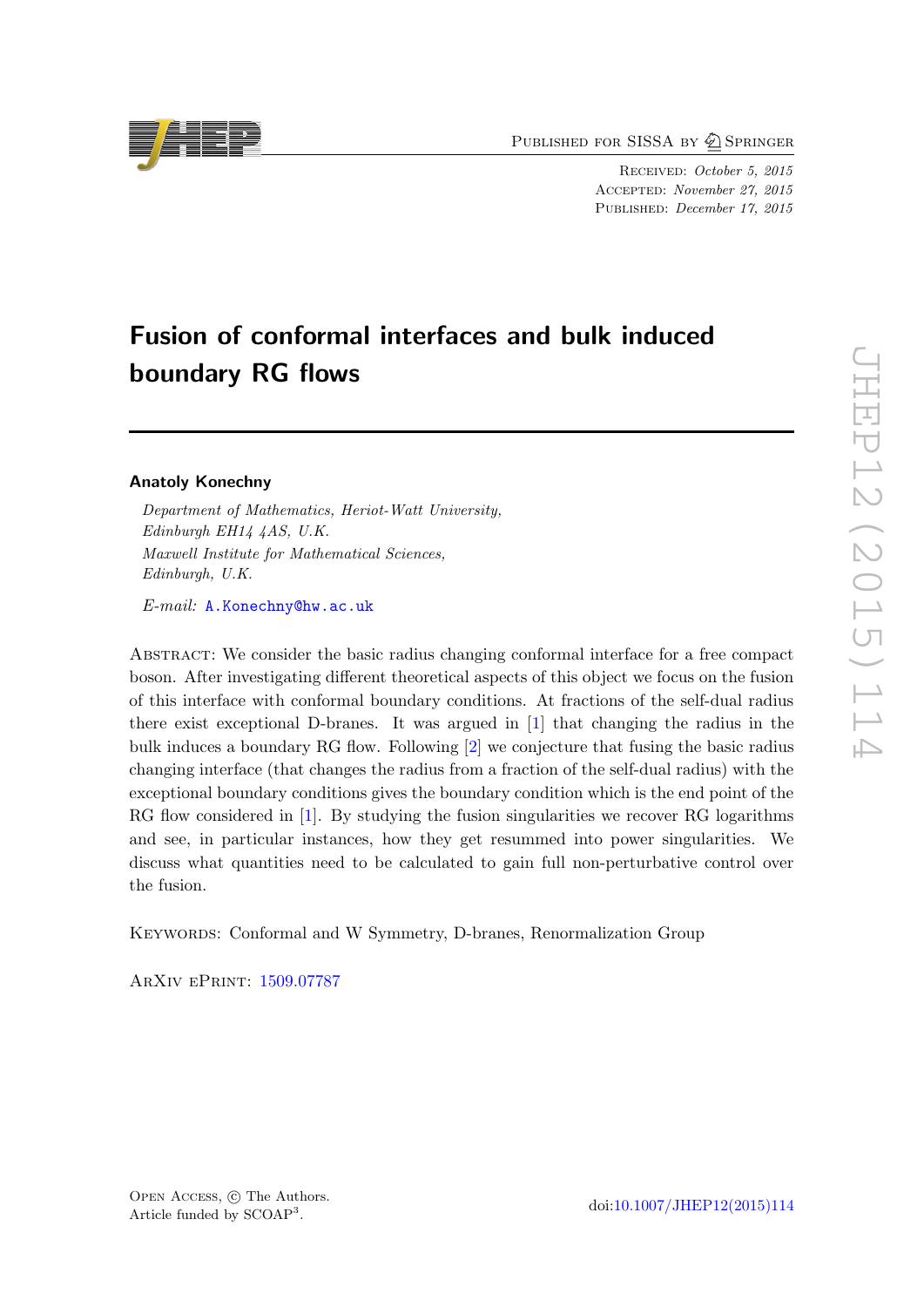# Fusion of conformal interfaces and bulk induced boundary RG flows

**Anatoly Konechny**

*Department of Mathematics, Heriot-Watt University,*
*Edinburgh EH14 4AS, U.K.*
*Maxwell Institute for Mathematical Sciences,*
*Edinburgh, U.K.*

*E-mail:* A.Konechny@hw.ac.uk

Abstract: We consider the basic radius changing conformal interface for a free compact boson. After investigating different theoretical aspects of this object we focus on the fusion of this interface with conformal boundary conditions. At fractions of the self-dual radius there exist exceptional D-branes. It was argued in [1] that changing the radius in the bulk induces a boundary RG flow. Following [2] we conjecture that fusing the basic radius changing interface (that changes the radius from a fraction of the self-dual radius) with the exceptional boundary conditions gives the boundary condition which is the end point of the RG flow considered in [1]. By studying the fusion singularities we recover RG logarithms and see, in particular instances, how they get resummed into power singularities. We discuss what quantities need to be calculated to gain full non-perturbative control over the fusion.

Keywords: Conformal and W Symmetry, D-branes, Renormalization Group

ArXiv ePrint: 1509.07787

Open Access, © The Authors.
Article funded by SCOAP[3].

doi:10.1007/JHEP12(2015)114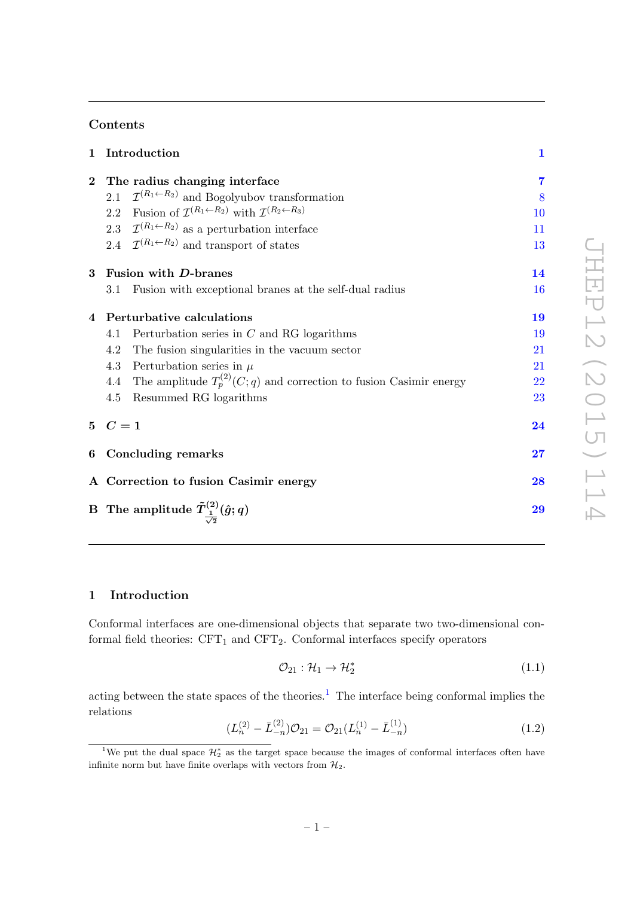## Contents

| | | |
|---|---|---|
| **1** | **Introduction** | **1** |
| **2** | **The radius changing interface** | **7** |
| | 2.1 $\mathcal{I}^{(R_1 \leftarrow R_2)}$ and Bogolyubov transformation | 8 |
| | 2.2 Fusion of $\mathcal{I}^{(R_1 \leftarrow R_2)}$ with $\mathcal{I}^{(R_2 \leftarrow R_3)}$ | 10 |
| | 2.3 $\mathcal{I}^{(R_1 \leftarrow R_2)}$ as a perturbation interface | 11 |
| | 2.4 $\mathcal{I}^{(R_1 \leftarrow R_2)}$ and transport of states | 13 |
| **3** | **Fusion with *D*-branes** | **14** |
| | 3.1 Fusion with exceptional branes at the self-dual radius | 16 |
| **4** | **Perturbative calculations** | **19** |
| | 4.1 Perturbation series in $C$ and RG logarithms | 19 |
| | 4.2 The fusion singularities in the vacuum sector | 21 |
| | 4.3 Perturbation series in $\mu$ | 21 |
| | 4.4 The amplitude $T_p^{(2)}(C;q)$ and correction to fusion Casimir energy | 22 |
| | 4.5 Resummed RG logarithms | 23 |
| **5** | **$C = 1$** | **24** |
| **6** | **Concluding remarks** | **27** |
| **A** | **Correction to fusion Casimir energy** | **28** |
| **B** | **The amplitude $\tilde{T}^{(2)}_{\frac{1}{\sqrt{2}}}(\hat{g};q)$** | **29** |

## 1 Introduction

Conformal interfaces are one-dimensional objects that separate two two-dimensional conformal field theories: $\text{CFT}_1$ and $\text{CFT}_2$. Conformal interfaces specify operators

$$\mathcal{O}_{21} : \mathcal{H}_1 \rightarrow \mathcal{H}_2^* \tag{1.1}$$

acting between the state spaces of the theories.[1] The interface being conformal implies the relations

$$(L_n^{(2)} - \bar{L}_{-n}^{(2)})\mathcal{O}_{21} = \mathcal{O}_{21}(L_n^{(1)} - \bar{L}_{-n}^{(1)}) \tag{1.2}$$

[1] We put the dual space $\mathcal{H}_2^*$ as the target space because the images of conformal interfaces often have infinite norm but have finite overlaps with vectors from $\mathcal{H}_2$.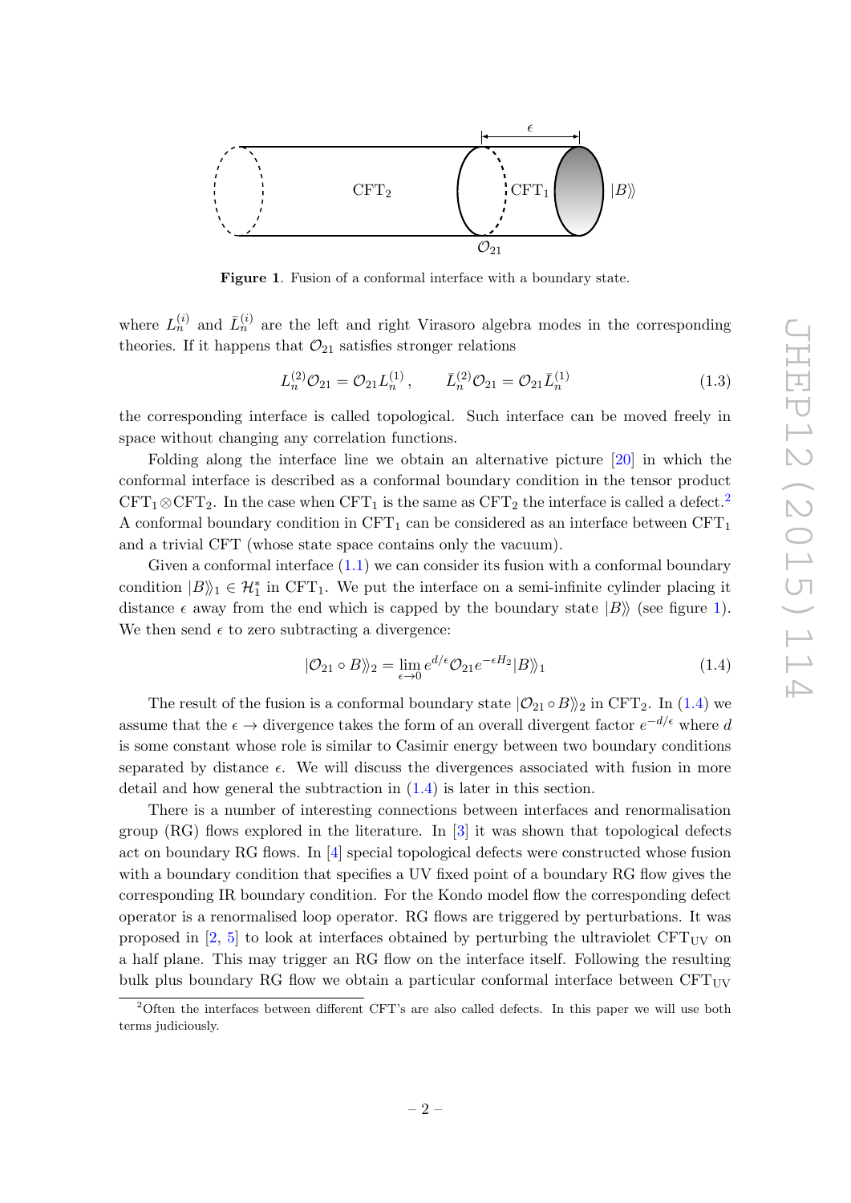Figure 1. Fusion of a conformal interface with a boundary state.

where $L_n^{(i)}$ and $\bar{L}_n^{(i)}$ are the left and right Virasoro algebra modes in the corresponding theories. If it happens that $\mathcal{O}_{21}$ satisfies stronger relations

$$L_n^{(2)}\mathcal{O}_{21} = \mathcal{O}_{21}L_n^{(1)}\,, \qquad \bar{L}_n^{(2)}\mathcal{O}_{21} = \mathcal{O}_{21}\bar{L}_n^{(1)} \tag{1.3}$$

the corresponding interface is called topological. Such interface can be moved freely in space without changing any correlation functions.

Folding along the interface line we obtain an alternative picture [20] in which the conformal interface is described as a conformal boundary condition in the tensor product $\mathrm{CFT}_1 \otimes \mathrm{CFT}_2$. In the case when $\mathrm{CFT}_1$ is the same as $\mathrm{CFT}_2$ the interface is called a defect.[2] A conformal boundary condition in $\mathrm{CFT}_1$ can be considered as an interface between $\mathrm{CFT}_1$ and a trivial CFT (whose state space contains only the vacuum).

Given a conformal interface (1.1) we can consider its fusion with a conformal boundary condition $|B\rangle\rangle_1 \in \mathcal{H}_1^*$ in $\mathrm{CFT}_1$. We put the interface on a semi-infinite cylinder placing it distance $\epsilon$ away from the end which is capped by the boundary state $|B\rangle\rangle$ (see figure 1). We then send $\epsilon$ to zero subtracting a divergence:

$$|\mathcal{O}_{21} \circ B\rangle\rangle_2 = \lim_{\epsilon \to 0} e^{d/\epsilon}\mathcal{O}_{21}e^{-\epsilon H_2}|B\rangle\rangle_1 \tag{1.4}$$

The result of the fusion is a conformal boundary state $|\mathcal{O}_{21} \circ B\rangle\rangle_2$ in $\mathrm{CFT}_2$. In (1.4) we assume that the $\epsilon \to$ divergence takes the form of an overall divergent factor $e^{-d/\epsilon}$ where $d$ is some constant whose role is similar to Casimir energy between two boundary conditions separated by distance $\epsilon$. We will discuss the divergences associated with fusion in more detail and how general the subtraction in (1.4) is later in this section.

There is a number of interesting connections between interfaces and renormalisation group (RG) flows explored in the literature. In [3] it was shown that topological defects act on boundary RG flows. In [4] special topological defects were constructed whose fusion with a boundary condition that specifies a UV fixed point of a boundary RG flow gives the corresponding IR boundary condition. For the Kondo model flow the corresponding defect operator is a renormalised loop operator. RG flows are triggered by perturbations. It was proposed in [2, 5] to look at interfaces obtained by perturbing the ultraviolet $\mathrm{CFT}_{\mathrm{UV}}$ on a half plane. This may trigger an RG flow on the interface itself. Following the resulting bulk plus boundary RG flow we obtain a particular conformal interface between $\mathrm{CFT}_{\mathrm{UV}}$

[2] Often the interfaces between different CFT's are also called defects. In this paper we will use both terms judiciously.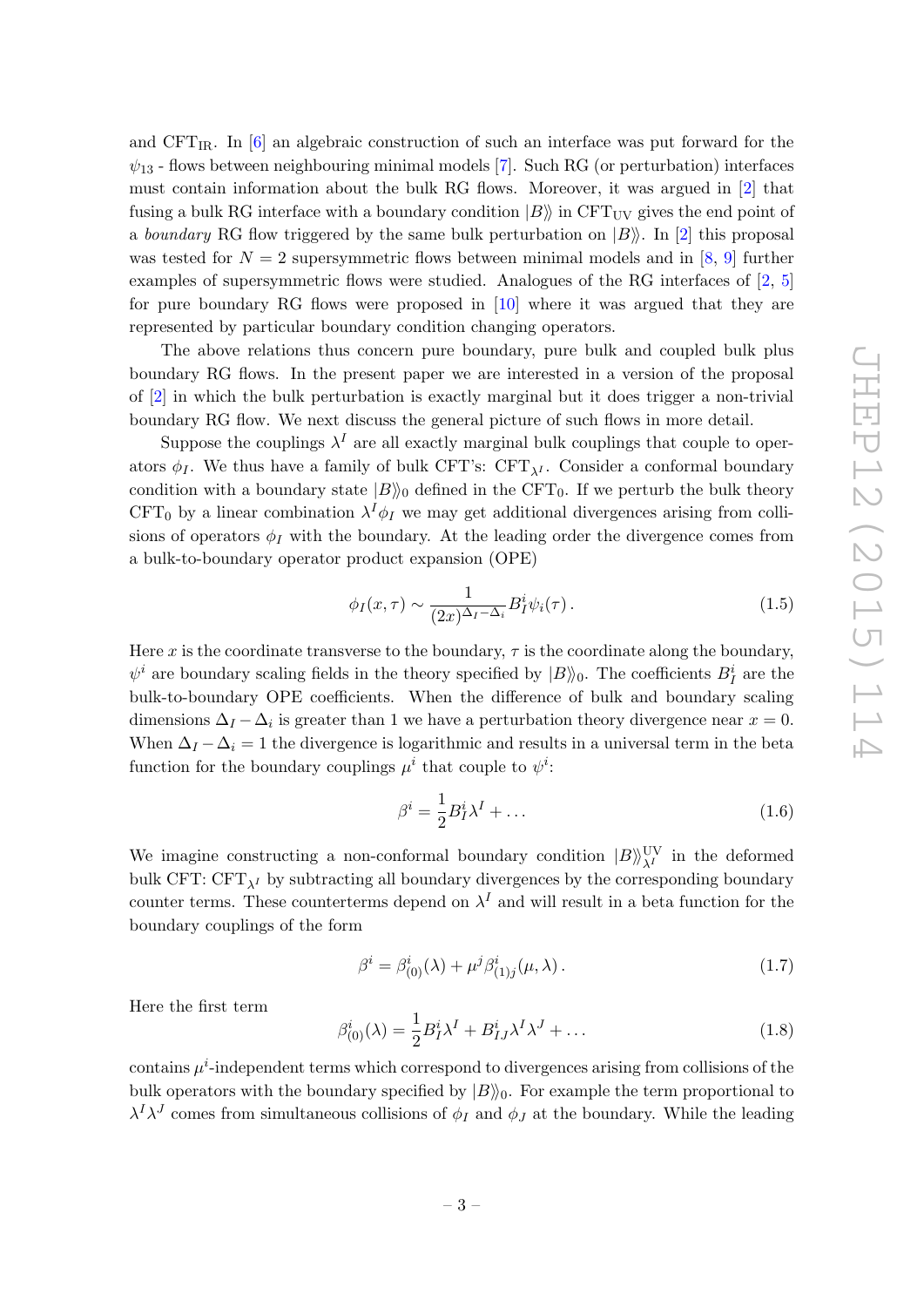and $\text{CFT}_{\text{IR}}$. In [6] an algebraic construction of such an interface was put forward for the $\psi_{13}$ - flows between neighbouring minimal models [7]. Such RG (or perturbation) interfaces must contain information about the bulk RG flows. Moreover, it was argued in [2] that fusing a bulk RG interface with a boundary condition $|B\rangle\rangle$ in $\text{CFT}_{\text{UV}}$ gives the end point of a *boundary* RG flow triggered by the same bulk perturbation on $|B\rangle\rangle$. In [2] this proposal was tested for $N = 2$ supersymmetric flows between minimal models and in [8, 9] further examples of supersymmetric flows were studied. Analogues of the RG interfaces of [2, 5] for pure boundary RG flows were proposed in [10] where it was argued that they are represented by particular boundary condition changing operators.

The above relations thus concern pure boundary, pure bulk and coupled bulk plus boundary RG flows. In the present paper we are interested in a version of the proposal of [2] in which the bulk perturbation is exactly marginal but it does trigger a non-trivial boundary RG flow. We next discuss the general picture of such flows in more detail.

Suppose the couplings $\lambda^I$ are all exactly marginal bulk couplings that couple to operators $\phi_I$. We thus have a family of bulk CFT's: $\text{CFT}_{\lambda^I}$. Consider a conformal boundary condition with a boundary state $|B\rangle\rangle_0$ defined in the $\text{CFT}_0$. If we perturb the bulk theory $\text{CFT}_0$ by a linear combination $\lambda^I\phi_I$ we may get additional divergences arising from collisions of operators $\phi_I$ with the boundary. At the leading order the divergence comes from a bulk-to-boundary operator product expansion (OPE)

$$\phi_I(x,\tau) \sim \frac{1}{(2x)^{\Delta_I - \Delta_i}} B_I^i \psi_i(\tau)\,. \tag{1.5}$$

Here $x$ is the coordinate transverse to the boundary, $\tau$ is the coordinate along the boundary, $\psi^i$ are boundary scaling fields in the theory specified by $|B\rangle\rangle_0$. The coefficients $B_I^i$ are the bulk-to-boundary OPE coefficients. When the difference of bulk and boundary scaling dimensions $\Delta_I - \Delta_i$ is greater than 1 we have a perturbation theory divergence near $x = 0$. When $\Delta_I - \Delta_i = 1$ the divergence is logarithmic and results in a universal term in the beta function for the boundary couplings $\mu^i$ that couple to $\psi^i$:

$$\beta^i = \frac{1}{2} B_I^i \lambda^I + \dots \tag{1.6}$$

We imagine constructing a non-conformal boundary condition $|B\rangle\rangle_{\lambda^I}^{\text{UV}}$ in the deformed bulk CFT: $\text{CFT}_{\lambda^I}$ by subtracting all boundary divergences by the corresponding boundary counter terms. These counterterms depend on $\lambda^I$ and will result in a beta function for the boundary couplings of the form

$$\beta^i = \beta^i_{(0)}(\lambda) + \mu^j \beta^i_{(1)j}(\mu, \lambda)\,. \tag{1.7}$$

Here the first term

$$\beta^i_{(0)}(\lambda) = \frac{1}{2} B_I^i \lambda^I + B_{IJ}^i \lambda^I \lambda^J + \dots \tag{1.8}$$

contains $\mu^i$-independent terms which correspond to divergences arising from collisions of the bulk operators with the boundary specified by $|B\rangle\rangle_0$. For example the term proportional to $\lambda^I\lambda^J$ comes from simultaneous collisions of $\phi_I$ and $\phi_J$ at the boundary. While the leading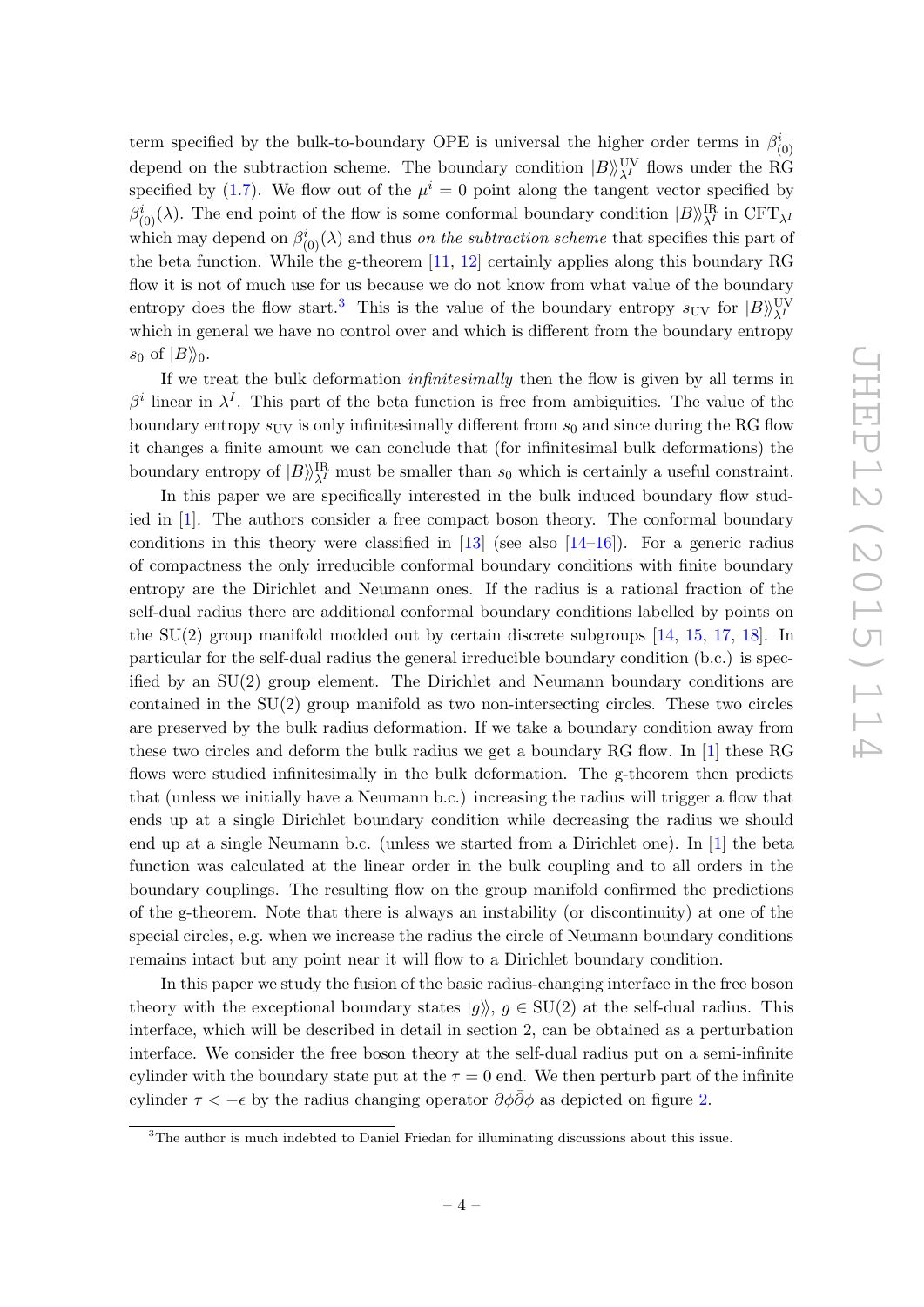term specified by the bulk-to-boundary OPE is universal the higher order terms in $\beta^i_{(0)}$ depend on the subtraction scheme. The boundary condition $|B\rangle\rangle^{\rm UV}_{\lambda^I}$ flows under the RG specified by (1.7). We flow out of the $\mu^i = 0$ point along the tangent vector specified by $\beta^i_{(0)}(\lambda)$. The end point of the flow is some conformal boundary condition $|B\rangle\rangle^{\rm IR}_{\lambda^I}$ in ${\rm CFT}_{\lambda^I}$ which may depend on $\beta^i_{(0)}(\lambda)$ and thus *on the subtraction scheme* that specifies this part of the beta function. While the g-theorem [11, 12] certainly applies along this boundary RG flow it is not of much use for us because we do not know from what value of the boundary entropy does the flow start.[3] This is the value of the boundary entropy $s_{\rm UV}$ for $|B\rangle\rangle^{\rm UV}_{\lambda^I}$ which in general we have no control over and which is different from the boundary entropy $s_0$ of $|B\rangle\rangle_0$.

If we treat the bulk deformation *infinitesimally* then the flow is given by all terms in $\beta^i$ linear in $\lambda^I$. This part of the beta function is free from ambiguities. The value of the boundary entropy $s_{\rm UV}$ is only infinitesimally different from $s_0$ and since during the RG flow it changes a finite amount we can conclude that (for infinitesimal bulk deformations) the boundary entropy of $|B\rangle\rangle^{\rm IR}_{\lambda^I}$ must be smaller than $s_0$ which is certainly a useful constraint.

In this paper we are specifically interested in the bulk induced boundary flow studied in [1]. The authors consider a free compact boson theory. The conformal boundary conditions in this theory were classified in [13] (see also [14–16]). For a generic radius of compactness the only irreducible conformal boundary conditions with finite boundary entropy are the Dirichlet and Neumann ones. If the radius is a rational fraction of the self-dual radius there are additional conformal boundary conditions labelled by points on the SU(2) group manifold modded out by certain discrete subgroups [14, 15, 17, 18]. In particular for the self-dual radius the general irreducible boundary condition (b.c.) is specified by an SU(2) group element. The Dirichlet and Neumann boundary conditions are contained in the SU(2) group manifold as two non-intersecting circles. These two circles are preserved by the bulk radius deformation. If we take a boundary condition away from these two circles and deform the bulk radius we get a boundary RG flow. In [1] these RG flows were studied infinitesimally in the bulk deformation. The g-theorem then predicts that (unless we initially have a Neumann b.c.) increasing the radius will trigger a flow that ends up at a single Dirichlet boundary condition while decreasing the radius we should end up at a single Neumann b.c. (unless we started from a Dirichlet one). In [1] the beta function was calculated at the linear order in the bulk coupling and to all orders in the boundary couplings. The resulting flow on the group manifold confirmed the predictions of the g-theorem. Note that there is always an instability (or discontinuity) at one of the special circles, e.g. when we increase the radius the circle of Neumann boundary conditions remains intact but any point near it will flow to a Dirichlet boundary condition.

In this paper we study the fusion of the basic radius-changing interface in the free boson theory with the exceptional boundary states $|g\rangle\rangle$, $g \in {\rm SU}(2)$ at the self-dual radius. This interface, which will be described in detail in section 2, can be obtained as a perturbation interface. We consider the free boson theory at the self-dual radius put on a semi-infinite cylinder with the boundary state put at the $\tau = 0$ end. We then perturb part of the infinite cylinder $\tau < -\epsilon$ by the radius changing operator $\partial\phi\bar{\partial}\phi$ as depicted on figure 2.

[3] The author is much indebted to Daniel Friedan for illuminating discussions about this issue.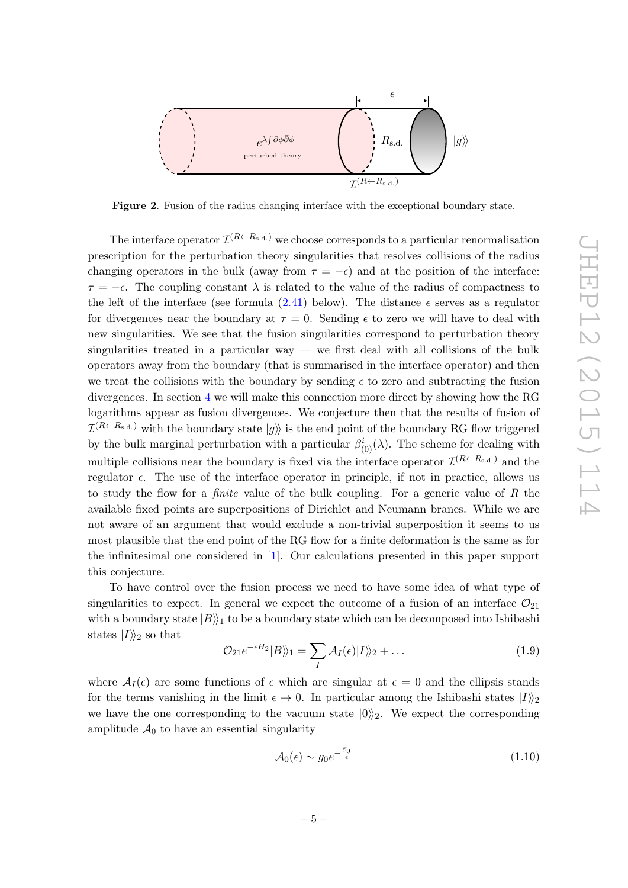**Figure 2**. Fusion of the radius changing interface with the exceptional boundary state.

The interface operator $\mathcal{I}^{(R\leftarrow R_{\rm s.d.})}$ we choose corresponds to a particular renormalisation prescription for the perturbation theory singularities that resolves collisions of the radius changing operators in the bulk (away from $\tau = -\epsilon$) and at the position of the interface: $\tau = -\epsilon$. The coupling constant $\lambda$ is related to the value of the radius of compactness to the left of the interface (see formula (2.41) below). The distance $\epsilon$ serves as a regulator for divergences near the boundary at $\tau = 0$. Sending $\epsilon$ to zero we will have to deal with new singularities. We see that the fusion singularities correspond to perturbation theory singularities treated in a particular way — we first deal with all collisions of the bulk operators away from the boundary (that is summarised in the interface operator) and then we treat the collisions with the boundary by sending $\epsilon$ to zero and subtracting the fusion divergences. In section 4 we will make this connection more direct by showing how the RG logarithms appear as fusion divergences. We conjecture then that the results of fusion of $\mathcal{I}^{(R\leftarrow R_{\rm s.d.})}$ with the boundary state $|g\rangle\rangle$ is the end point of the boundary RG flow triggered by the bulk marginal perturbation with a particular $\beta^i_{(0)}(\lambda)$. The scheme for dealing with multiple collisions near the boundary is fixed via the interface operator $\mathcal{I}^{(R\leftarrow R_{\rm s.d.})}$ and the regulator $\epsilon$. The use of the interface operator in principle, if not in practice, allows us to study the flow for a *finite* value of the bulk coupling. For a generic value of $R$ the available fixed points are superpositions of Dirichlet and Neumann branes. While we are not aware of an argument that would exclude a non-trivial superposition it seems to us most plausible that the end point of the RG flow for a finite deformation is the same as for the infinitesimal one considered in [1]. Our calculations presented in this paper support this conjecture.

To have control over the fusion process we need to have some idea of what type of singularities to expect. In general we expect the outcome of a fusion of an interface $\mathcal{O}_{21}$ with a boundary state $|B\rangle\rangle_1$ to be a boundary state which can be decomposed into Ishibashi states $|I\rangle\rangle_2$ so that

$$\mathcal{O}_{21}e^{-\epsilon H_2}|B\rangle\rangle_1 = \sum_I \mathcal{A}_I(\epsilon)|I\rangle\rangle_2 + \ldots \tag{1.9}$$

where $\mathcal{A}_I(\epsilon)$ are some functions of $\epsilon$ which are singular at $\epsilon = 0$ and the ellipsis stands for the terms vanishing in the limit $\epsilon \to 0$. In particular among the Ishibashi states $|I\rangle\rangle_2$ we have the one corresponding to the vacuum state $|0\rangle\rangle_2$. We expect the corresponding amplitude $\mathcal{A}_0$ to have an essential singularity

$$\mathcal{A}_0(\epsilon) \sim g_0 e^{-\frac{\mathcal{E}_0}{\epsilon}} \tag{1.10}$$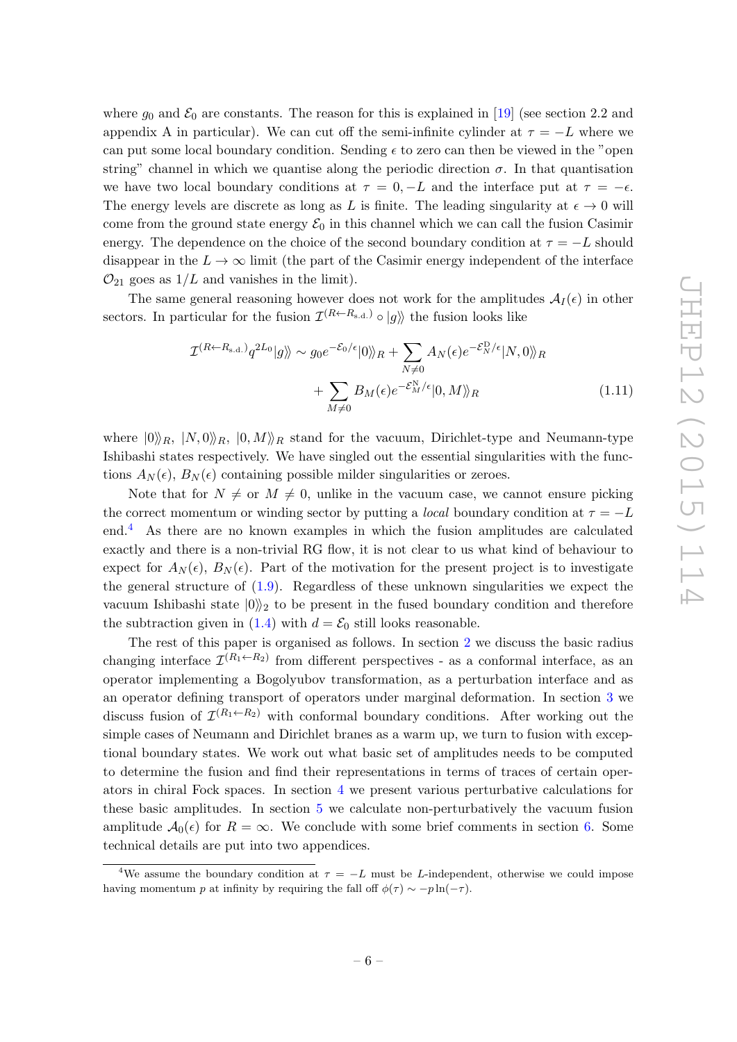where $g_0$ and $\mathcal{E}_0$ are constants. The reason for this is explained in [19] (see section 2.2 and appendix A in particular). We can cut off the semi-infinite cylinder at $\tau = -L$ where we can put some local boundary condition. Sending $\epsilon$ to zero can then be viewed in the "open string" channel in which we quantise along the periodic direction $\sigma$. In that quantisation we have two local boundary conditions at $\tau = 0, -L$ and the interface put at $\tau = -\epsilon$. The energy levels are discrete as long as $L$ is finite. The leading singularity at $\epsilon \to 0$ will come from the ground state energy $\mathcal{E}_0$ in this channel which we can call the fusion Casimir energy. The dependence on the choice of the second boundary condition at $\tau = -L$ should disappear in the $L \to \infty$ limit (the part of the Casimir energy independent of the interface $\mathcal{O}_{21}$ goes as $1/L$ and vanishes in the limit).

The same general reasoning however does not work for the amplitudes $\mathcal{A}_I(\epsilon)$ in other sectors. In particular for the fusion $\mathcal{I}^{(R \leftarrow R_{\text{s.d.}})} \circ |g\rangle\rangle$ the fusion looks like

$$
\begin{aligned}
\mathcal{I}^{(R \leftarrow R_{\text{s.d.}})} q^{2L_0} |g\rangle\rangle \sim g_0 e^{-\mathcal{E}_0/\epsilon} |0\rangle\rangle_R &+ \sum_{N \neq 0} A_N(\epsilon) e^{-\mathcal{E}_N^{\text{D}}/\epsilon} |N, 0\rangle\rangle_R \\
&+ \sum_{M \neq 0} B_M(\epsilon) e^{-\mathcal{E}_M^{\text{N}}/\epsilon} |0, M\rangle\rangle_R
\end{aligned}
\tag{1.11}
$$

where $|0\rangle\rangle_R$, $|N, 0\rangle\rangle_R$, $|0, M\rangle\rangle_R$ stand for the vacuum, Dirichlet-type and Neumann-type Ishibashi states respectively. We have singled out the essential singularities with the functions $A_N(\epsilon)$, $B_N(\epsilon)$ containing possible milder singularities or zeroes.

Note that for $N \neq$ or $M \neq 0$, unlike in the vacuum case, we cannot ensure picking the correct momentum or winding sector by putting a *local* boundary condition at $\tau = -L$ end.[4] As there are no known examples in which the fusion amplitudes are calculated exactly and there is a non-trivial RG flow, it is not clear to us what kind of behaviour to expect for $A_N(\epsilon)$, $B_N(\epsilon)$. Part of the motivation for the present project is to investigate the general structure of (1.9). Regardless of these unknown singularities we expect the vacuum Ishibashi state $|0\rangle\rangle_2$ to be present in the fused boundary condition and therefore the subtraction given in (1.4) with $d = \mathcal{E}_0$ still looks reasonable.

The rest of this paper is organised as follows. In section 2 we discuss the basic radius changing interface $\mathcal{I}^{(R_1 \leftarrow R_2)}$ from different perspectives - as a conformal interface, as an operator implementing a Bogolyubov transformation, as a perturbation interface and as an operator defining transport of operators under marginal deformation. In section 3 we discuss fusion of $\mathcal{I}^{(R_1 \leftarrow R_2)}$ with conformal boundary conditions. After working out the simple cases of Neumann and Dirichlet branes as a warm up, we turn to fusion with exceptional boundary states. We work out what basic set of amplitudes needs to be computed to determine the fusion and find their representations in terms of traces of certain operators in chiral Fock spaces. In section 4 we present various perturbative calculations for these basic amplitudes. In section 5 we calculate non-perturbatively the vacuum fusion amplitude $\mathcal{A}_0(\epsilon)$ for $R = \infty$. We conclude with some brief comments in section 6. Some technical details are put into two appendices.

[4] We assume the boundary condition at $\tau = -L$ must be $L$-independent, otherwise we could impose having momentum $p$ at infinity by requiring the fall off $\phi(\tau) \sim -p \ln(-\tau)$.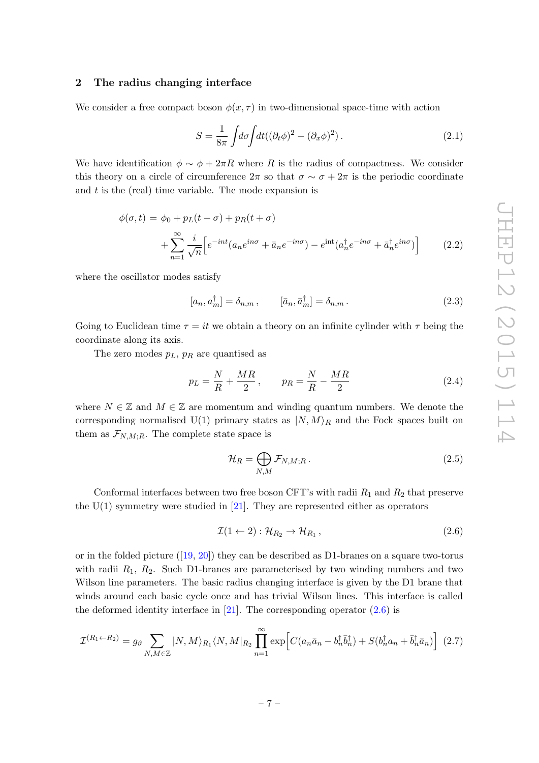## 2 The radius changing interface

We consider a free compact boson $\phi(x,\tau)$ in two-dimensional space-time with action

$$S = \frac{1}{8\pi}\int d\sigma \int dt((\partial_t\phi)^2 - (\partial_x\phi)^2)\,. \tag{2.1}$$

We have identification $\phi \sim \phi + 2\pi R$ where $R$ is the radius of compactness. We consider this theory on a circle of circumference $2\pi$ so that $\sigma \sim \sigma + 2\pi$ is the periodic coordinate and $t$ is the (real) time variable. The mode expansion is

$$\begin{aligned}\phi(\sigma,t) &= \phi_0 + p_L(t-\sigma) + p_R(t+\sigma)\\ &\quad + \sum_{n=1}^{\infty}\frac{i}{\sqrt{n}}\Big[e^{-int}(a_n e^{in\sigma} + \bar{a}_n e^{-in\sigma}) - e^{\rm int}(a_n^\dagger e^{-in\sigma} + \bar{a}_n^\dagger e^{in\sigma})\Big]\end{aligned} \tag{2.2}$$

where the oscillator modes satisfy

$$[a_n, a_m^\dagger] = \delta_{n,m}\,, \qquad [\bar{a}_n, \bar{a}_m^\dagger] = \delta_{n,m}\,. \tag{2.3}$$

Going to Euclidean time $\tau = it$ we obtain a theory on an infinite cylinder with $\tau$ being the coordinate along its axis.

The zero modes $p_L$, $p_R$ are quantised as

$$p_L = \frac{N}{R} + \frac{MR}{2}\,, \qquad p_R = \frac{N}{R} - \frac{MR}{2} \tag{2.4}$$

where $N \in \mathbb{Z}$ and $M \in \mathbb{Z}$ are momentum and winding quantum numbers. We denote the corresponding normalised U(1) primary states as $|N,M\rangle_R$ and the Fock spaces built on them as $\mathcal{F}_{N,M;R}$. The complete state space is

$$\mathcal{H}_R = \bigoplus_{N,M}\mathcal{F}_{N,M;R}\,. \tag{2.5}$$

Conformal interfaces between two free boson CFT's with radii $R_1$ and $R_2$ that preserve the U(1) symmetry were studied in [21]. They are represented either as operators

$$\mathcal{I}(1 \leftarrow 2) : \mathcal{H}_{R_2} \to \mathcal{H}_{R_1}\,, \tag{2.6}$$

or in the folded picture ([19, 20]) they can be described as D1-branes on a square two-torus with radii $R_1$, $R_2$. Such D1-branes are parameterised by two winding numbers and two Wilson line parameters. The basic radius changing interface is given by the D1 brane that winds around each basic cycle once and has trivial Wilson lines. This interface is called the deformed identity interface in [21]. The corresponding operator (2.6) is

$$\mathcal{I}^{(R_1\leftarrow R_2)} = g_\vartheta \sum_{N,M\in\mathbb{Z}}|N,M\rangle_{R_1}\langle N,M|_{R_2}\prod_{n=1}^{\infty}\exp\Big[C(a_n\bar{a}_n - b_n^\dagger\bar{b}_n^\dagger) + S(b_n^\dagger a_n + \bar{b}_n^\dagger\bar{a}_n)\Big] \tag{2.7}$$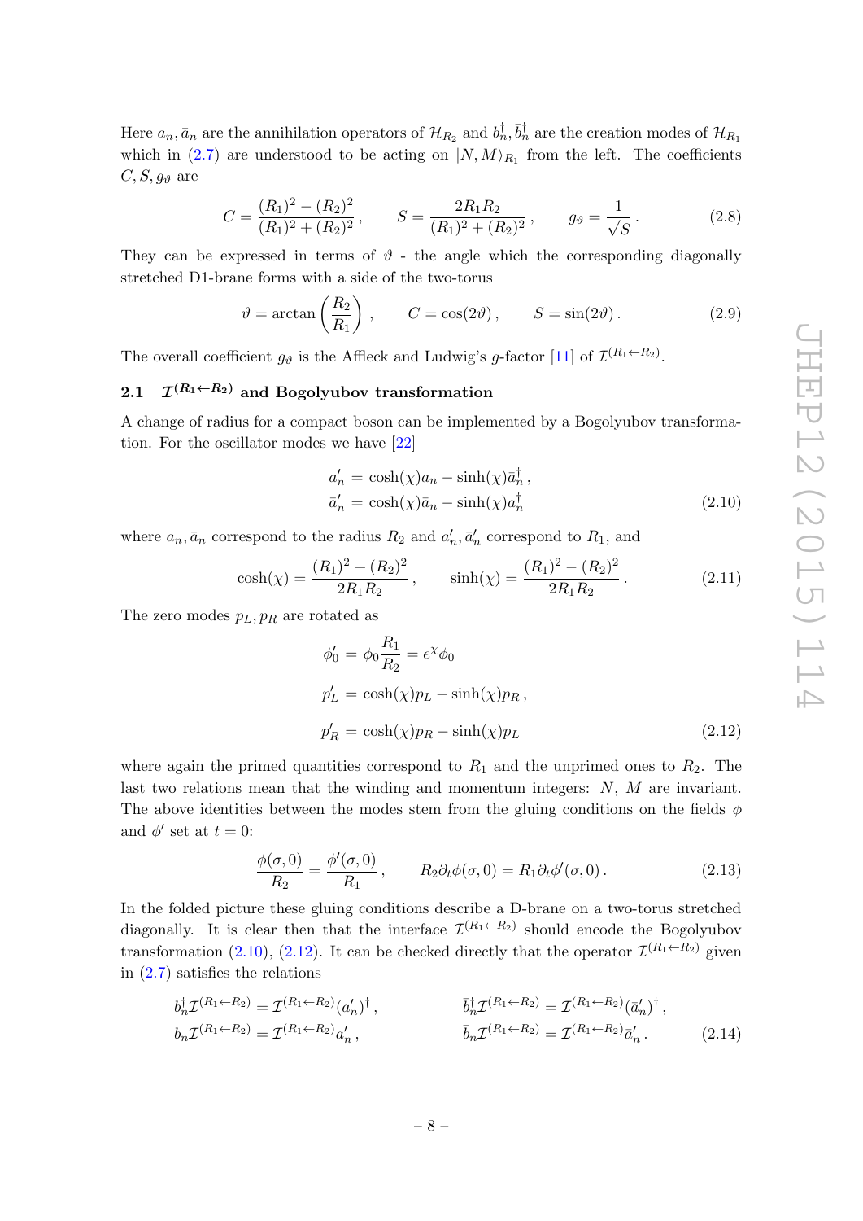Here $a_n, \bar{a}_n$ are the annihilation operators of $\mathcal{H}_{R_2}$ and $b_n^\dagger, \bar{b}_n^\dagger$ are the creation modes of $\mathcal{H}_{R_1}$ which in (2.7) are understood to be acting on $|N, M\rangle_{R_1}$ from the left. The coefficients $C, S, g_\vartheta$ are

$$C = \frac{(R_1)^2 - (R_2)^2}{(R_1)^2 + (R_2)^2}\,, \qquad S = \frac{2R_1R_2}{(R_1)^2 + (R_2)^2}\,, \qquad g_\vartheta = \frac{1}{\sqrt{S}}\,. \tag{2.8}$$

They can be expressed in terms of $\vartheta$ - the angle which the corresponding diagonally stretched D1-brane forms with a side of the two-torus

$$\vartheta = \arctan\left(\frac{R_2}{R_1}\right)\,, \qquad C = \cos(2\vartheta)\,, \qquad S = \sin(2\vartheta)\,. \tag{2.9}$$

The overall coefficient $g_\vartheta$ is the Affleck and Ludwig's $g$-factor [11] of $\mathcal{I}^{(R_1 \leftarrow R_2)}$.

## 2.1 $\mathcal{I}^{(R_1 \leftarrow R_2)}$ and Bogolyubov transformation

A change of radius for a compact boson can be implemented by a Bogolyubov transformation. For the oscillator modes we have [22]

$$\begin{aligned} a'_n &= \cosh(\chi) a_n - \sinh(\chi)\bar{a}_n^\dagger\,, \\ \bar{a}'_n &= \cosh(\chi)\bar{a}_n - \sinh(\chi) a_n^\dagger \end{aligned} \tag{2.10}$$

where $a_n, \bar{a}_n$ correspond to the radius $R_2$ and $a'_n, \bar{a}'_n$ correspond to $R_1$, and

$$\cosh(\chi) = \frac{(R_1)^2 + (R_2)^2}{2R_1R_2}\,, \qquad \sinh(\chi) = \frac{(R_1)^2 - (R_2)^2}{2R_1R_2}\,. \tag{2.11}$$

The zero modes $p_L, p_R$ are rotated as

$$\begin{aligned} \phi'_0 &= \phi_0 \frac{R_1}{R_2} = e^\chi \phi_0 \\ p'_L &= \cosh(\chi) p_L - \sinh(\chi) p_R\,, \\ p'_R &= \cosh(\chi) p_R - \sinh(\chi) p_L \end{aligned} \tag{2.12}$$

where again the primed quantities correspond to $R_1$ and the unprimed ones to $R_2$. The last two relations mean that the winding and momentum integers: $N$, $M$ are invariant. The above identities between the modes stem from the gluing conditions on the fields $\phi$ and $\phi'$ set at $t = 0$:

$$\frac{\phi(\sigma, 0)}{R_2} = \frac{\phi'(\sigma, 0)}{R_1}\,, \qquad R_2 \partial_t \phi(\sigma, 0) = R_1 \partial_t \phi'(\sigma, 0)\,. \tag{2.13}$$

In the folded picture these gluing conditions describe a D-brane on a two-torus stretched diagonally. It is clear then that the interface $\mathcal{I}^{(R_1 \leftarrow R_2)}$ should encode the Bogolyubov transformation (2.10), (2.12). It can be checked directly that the operator $\mathcal{I}^{(R_1 \leftarrow R_2)}$ given in (2.7) satisfies the relations

$$\begin{aligned} b_n^\dagger \mathcal{I}^{(R_1 \leftarrow R_2)} &= \mathcal{I}^{(R_1 \leftarrow R_2)} (a'_n)^\dagger\,, \qquad & \bar{b}_n^\dagger \mathcal{I}^{(R_1 \leftarrow R_2)} &= \mathcal{I}^{(R_1 \leftarrow R_2)} (\bar{a}'_n)^\dagger\,, \\ b_n \mathcal{I}^{(R_1 \leftarrow R_2)} &= \mathcal{I}^{(R_1 \leftarrow R_2)} a'_n\,, \qquad & \bar{b}_n \mathcal{I}^{(R_1 \leftarrow R_2)} &= \mathcal{I}^{(R_1 \leftarrow R_2)} \bar{a}'_n\,. \end{aligned} \tag{2.14}$$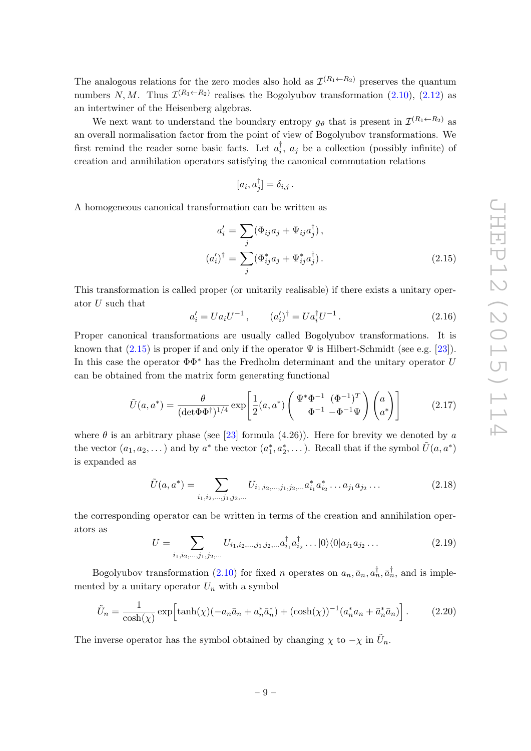The analogous relations for the zero modes also hold as $\mathcal{I}^{(R_1 \leftarrow R_2)}$ preserves the quantum numbers $N, M$. Thus $\mathcal{I}^{(R_1 \leftarrow R_2)}$ realises the Bogolyubov transformation (2.10), (2.12) as an intertwiner of the Heisenberg algebras.

We next want to understand the boundary entropy $g_\vartheta$ that is present in $\mathcal{I}^{(R_1 \leftarrow R_2)}$ as an overall normalisation factor from the point of view of Bogolyubov transformations. We first remind the reader some basic facts. Let $a_i^\dagger$, $a_j$ be a collection (possibly infinite) of creation and annihilation operators satisfying the canonical commutation relations

$$[a_i, a_j^\dagger] = \delta_{i,j} \,.$$

A homogeneous canonical transformation can be written as

$$\begin{aligned} a_i' &= \sum_j (\Phi_{ij} a_j + \Psi_{ij} a_j^\dagger) \,, \\ (a_i')^\dagger &= \sum_j (\Phi_{ij}^* a_j + \Psi_{ij}^* a_j^\dagger) \,. \end{aligned} \tag{2.15}$$

This transformation is called proper (or unitarily realisable) if there exists a unitary operator $U$ such that

$$a_i' = U a_i U^{-1} \,, \qquad (a_i')^\dagger = U a_i^\dagger U^{-1} \,. \tag{2.16}$$

Proper canonical transformations are usually called Bogolyubov transformations. It is known that (2.15) is proper if and only if the operator $\Psi$ is Hilbert-Schmidt (see e.g. [23]). In this case the operator $\Phi\Phi^*$ has the Fredholm determinant and the unitary operator $U$ can be obtained from the matrix form generating functional

$$\tilde{U}(a, a^*) = \frac{\theta}{(\det \Phi\Phi^\dagger)^{1/4}} \exp\left[ \frac{1}{2} (a, a^*) \begin{pmatrix} \Psi^* \Phi^{-1} & (\Phi^{-1})^T \\ \Phi^{-1} & -\Phi^{-1}\Psi \end{pmatrix} \begin{pmatrix} a \\ a^* \end{pmatrix} \right] \tag{2.17}$$

where $\theta$ is an arbitrary phase (see [23] formula (4.26)). Here for brevity we denoted by $a$ the vector $(a_1, a_2, \dots)$ and by $a^*$ the vector $(a_1^*, a_2^*, \dots)$. Recall that if the symbol $\tilde{U}(a, a^*)$ is expanded as

$$\tilde{U}(a, a^*) = \sum_{i_1, i_2, \dots, j_1, j_2, \dots} U_{i_1, i_2, \dots, j_1, j_2, \dots} a_{i_1}^* a_{i_2}^* \dots a_{j_1} a_{j_2} \dots \tag{2.18}$$

the corresponding operator can be written in terms of the creation and annihilation operators as

$$U = \sum_{i_1, i_2, \dots, j_1, j_2, \dots} U_{i_1, i_2, \dots, j_1, j_2, \dots} a_{i_1}^\dagger a_{i_2}^\dagger \dots |0\rangle\langle 0| a_{j_1} a_{j_2} \dots \tag{2.19}$$

Bogolyubov transformation (2.10) for fixed $n$ operates on $a_n, \bar{a}_n, a_n^\dagger, \bar{a}_n^\dagger$, and is implemented by a unitary operator $U_n$ with a symbol

$$\tilde{U}_n = \frac{1}{\cosh(\chi)} \exp\Big[ \tanh(\chi)(-a_n \bar{a}_n + a_n^* \bar{a}_n^*) + (\cosh(\chi))^{-1}(a_n^* a_n + \bar{a}_n^* \bar{a}_n) \Big] \,. \tag{2.20}$$

The inverse operator has the symbol obtained by changing $\chi$ to $-\chi$ in $\tilde{U}_n$.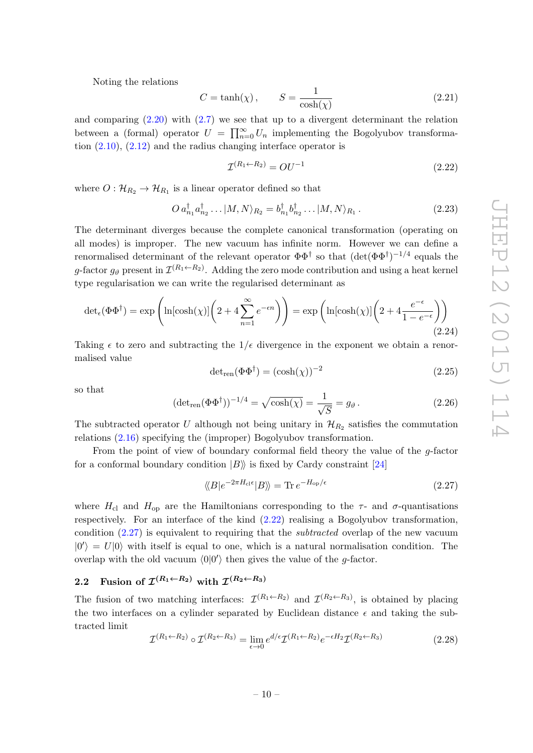Noting the relations

$$C = \tanh(\chi)\,, \qquad S = \frac{1}{\cosh(\chi)} \tag{2.21}$$

and comparing (2.20) with (2.7) we see that up to a divergent determinant the relation between a (formal) operator $U = \prod_{n=0}^{\infty} U_n$ implementing the Bogolyubov transformation (2.10), (2.12) and the radius changing interface operator is

$$\mathcal{I}^{(R_1 \leftarrow R_2)} = O U^{-1} \tag{2.22}$$

where $O : \mathcal{H}_{R_2} \to \mathcal{H}_{R_1}$ is a linear operator defined so that

$$O\, a^\dagger_{n_1} a^\dagger_{n_2} \ldots |M,N\rangle_{R_2} = b^\dagger_{n_1} b^\dagger_{n_2} \ldots |M,N\rangle_{R_1}\,. \tag{2.23}$$

The determinant diverges because the complete canonical transformation (operating on all modes) is improper. The new vacuum has infinite norm. However we can define a renormalised determinant of the relevant operator $\Phi\Phi^\dagger$ so that $(\det(\Phi\Phi^\dagger))^{-1/4}$ equals the $g$-factor $g_\vartheta$ present in $\mathcal{I}^{(R_1 \leftarrow R_2)}$. Adding the zero mode contribution and using a heat kernel type regularisation we can write the regularised determinant as

$$\det{}_\epsilon(\Phi\Phi^\dagger) = \exp\left(\ln[\cosh(\chi)]\left(2 + 4\sum_{n=1}^{\infty} e^{-\epsilon n}\right)\right) = \exp\left(\ln[\cosh(\chi)]\left(2 + 4\frac{e^{-\epsilon}}{1-e^{-\epsilon}}\right)\right) \tag{2.24}$$

Taking $\epsilon$ to zero and subtracting the $1/\epsilon$ divergence in the exponent we obtain a renormalised value

$$\det{}_{\rm ren}(\Phi\Phi^\dagger) = (\cosh(\chi))^{-2} \tag{2.25}$$

so that

$$(\det{}_{\rm ren}(\Phi\Phi^\dagger))^{-1/4} = \sqrt{\cosh(\chi)} = \frac{1}{\sqrt{S}} = g_\vartheta\,. \tag{2.26}$$

The subtracted operator $U$ although not being unitary in $\mathcal{H}_{R_2}$ satisfies the commutation relations (2.16) specifying the (improper) Bogolyubov transformation.

From the point of view of boundary conformal field theory the value of the $g$-factor for a conformal boundary condition $|B\rangle\!\rangle$ is fixed by Cardy constraint [24]

$$\langle\!\langle B|e^{-2\pi H_{\rm cl}\epsilon}|B\rangle\!\rangle = {\rm Tr}\, e^{-H_{\rm op}/\epsilon} \tag{2.27}$$

where $H_{\rm cl}$ and $H_{\rm op}$ are the Hamiltonians corresponding to the $\tau$- and $\sigma$-quantisations respectively. For an interface of the kind (2.22) realising a Bogolyubov transformation, condition (2.27) is equivalent to requiring that the *subtracted* overlap of the new vacuum $|0'\rangle = U|0\rangle$ with itself is equal to one, which is a natural normalisation condition. The overlap with the old vacuum $\langle 0|0'\rangle$ then gives the value of the $g$-factor.

## 2.2 Fusion of $\mathcal{I}^{(R_1 \leftarrow R_2)}$ with $\mathcal{I}^{(R_2 \leftarrow R_3)}$

The fusion of two matching interfaces: $\mathcal{I}^{(R_1 \leftarrow R_2)}$ and $\mathcal{I}^{(R_2 \leftarrow R_3)}$, is obtained by placing the two interfaces on a cylinder separated by Euclidean distance $\epsilon$ and taking the subtracted limit

$$\mathcal{I}^{(R_1 \leftarrow R_2)} \circ \mathcal{I}^{(R_2 \leftarrow R_3)} = \lim_{\epsilon \to 0} e^{d/\epsilon} \mathcal{I}^{(R_1 \leftarrow R_2)} e^{-\epsilon H_2} \mathcal{I}^{(R_2 \leftarrow R_3)} \tag{2.28}$$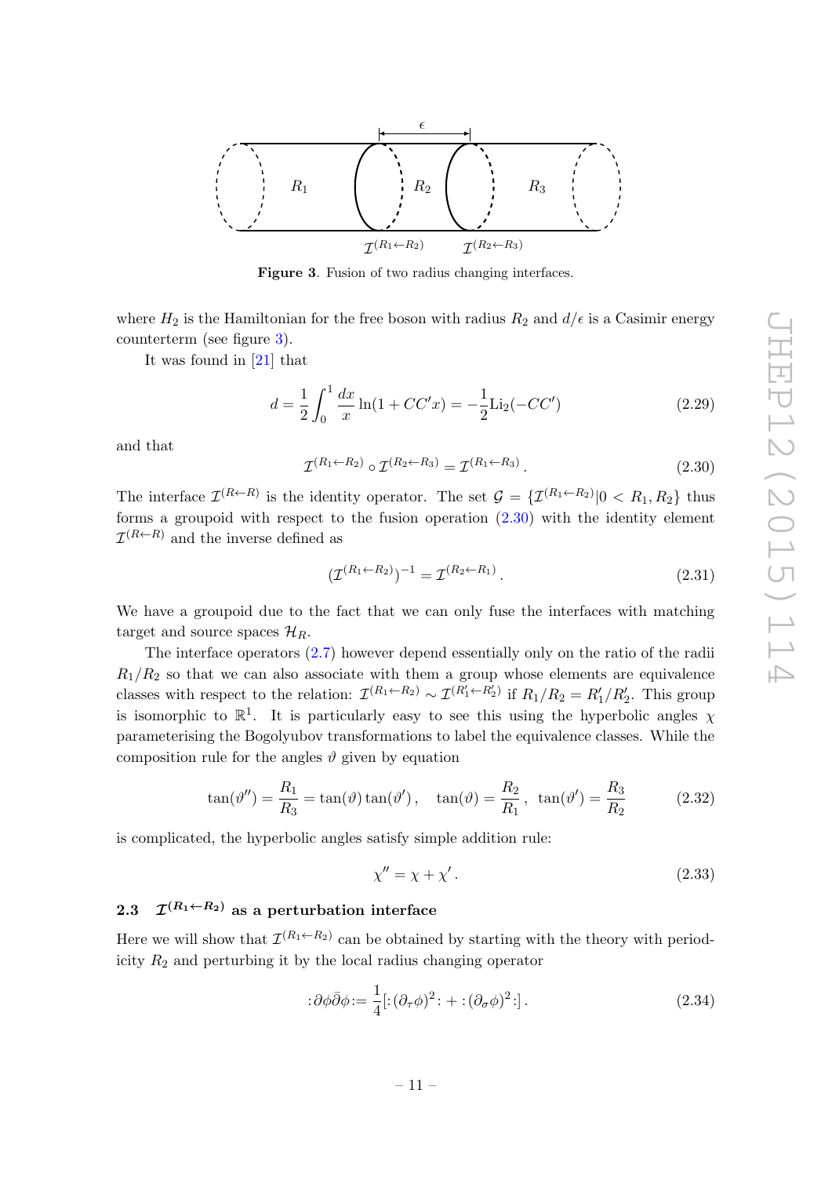Figure 3. Fusion of two radius changing interfaces.

where $H_2$ is the Hamiltonian for the free boson with radius $R_2$ and $d/\epsilon$ is a Casimir energy counterterm (see figure 3).

It was found in [21] that

$$d = \frac{1}{2}\int_0^1 \frac{dx}{x}\ln(1+CC'x) = -\frac{1}{2}\mathrm{Li}_2(-CC') \tag{2.29}$$

and that

$$\mathcal{I}^{(R_1\leftarrow R_2)} \circ \mathcal{I}^{(R_2\leftarrow R_3)} = \mathcal{I}^{(R_1\leftarrow R_3)}\,. \tag{2.30}$$

The interface $\mathcal{I}^{(R\leftarrow R)}$ is the identity operator. The set $\mathcal{G} = \{\mathcal{I}^{(R_1\leftarrow R_2)}|0 < R_1, R_2\}$ thus forms a groupoid with respect to the fusion operation (2.30) with the identity element $\mathcal{I}^{(R\leftarrow R)}$ and the inverse defined as

$$(\mathcal{I}^{(R_1\leftarrow R_2)})^{-1} = \mathcal{I}^{(R_2\leftarrow R_1)}\,. \tag{2.31}$$

We have a groupoid due to the fact that we can only fuse the interfaces with matching target and source spaces $\mathcal{H}_R$.

The interface operators (2.7) however depend essentially only on the ratio of the radii $R_1/R_2$ so that we can also associate with them a group whose elements are equivalence classes with respect to the relation: $\mathcal{I}^{(R_1\leftarrow R_2)} \sim \mathcal{I}^{(R_1'\leftarrow R_2')}$ if $R_1/R_2 = R_1'/R_2'$. This group is isomorphic to $\mathbb{R}^1$. It is particularly easy to see this using the hyperbolic angles $\chi$ parameterising the Bogolyubov transformations to label the equivalence classes. While the composition rule for the angles $\vartheta$ given by equation

$$\tan(\vartheta'') = \frac{R_1}{R_3} = \tan(\vartheta)\tan(\vartheta')\,, \quad \tan(\vartheta) = \frac{R_2}{R_1}\,, \ \ \tan(\vartheta') = \frac{R_3}{R_2} \tag{2.32}$$

is complicated, the hyperbolic angles satisfy simple addition rule:

$$\chi'' = \chi + \chi'\,. \tag{2.33}$$

### 2.3 $\mathcal{I}^{(R_1\leftarrow R_2)}$ as a perturbation interface

Here we will show that $\mathcal{I}^{(R_1\leftarrow R_2)}$ can be obtained by starting with the theory with periodicity $R_2$ and perturbing it by the local radius changing operator

$$:\partial\phi\bar{\partial}\phi:= \frac{1}{4}[:(\partial_\tau\phi)^2: + :(\partial_\sigma\phi)^2:]\,. \tag{2.34}$$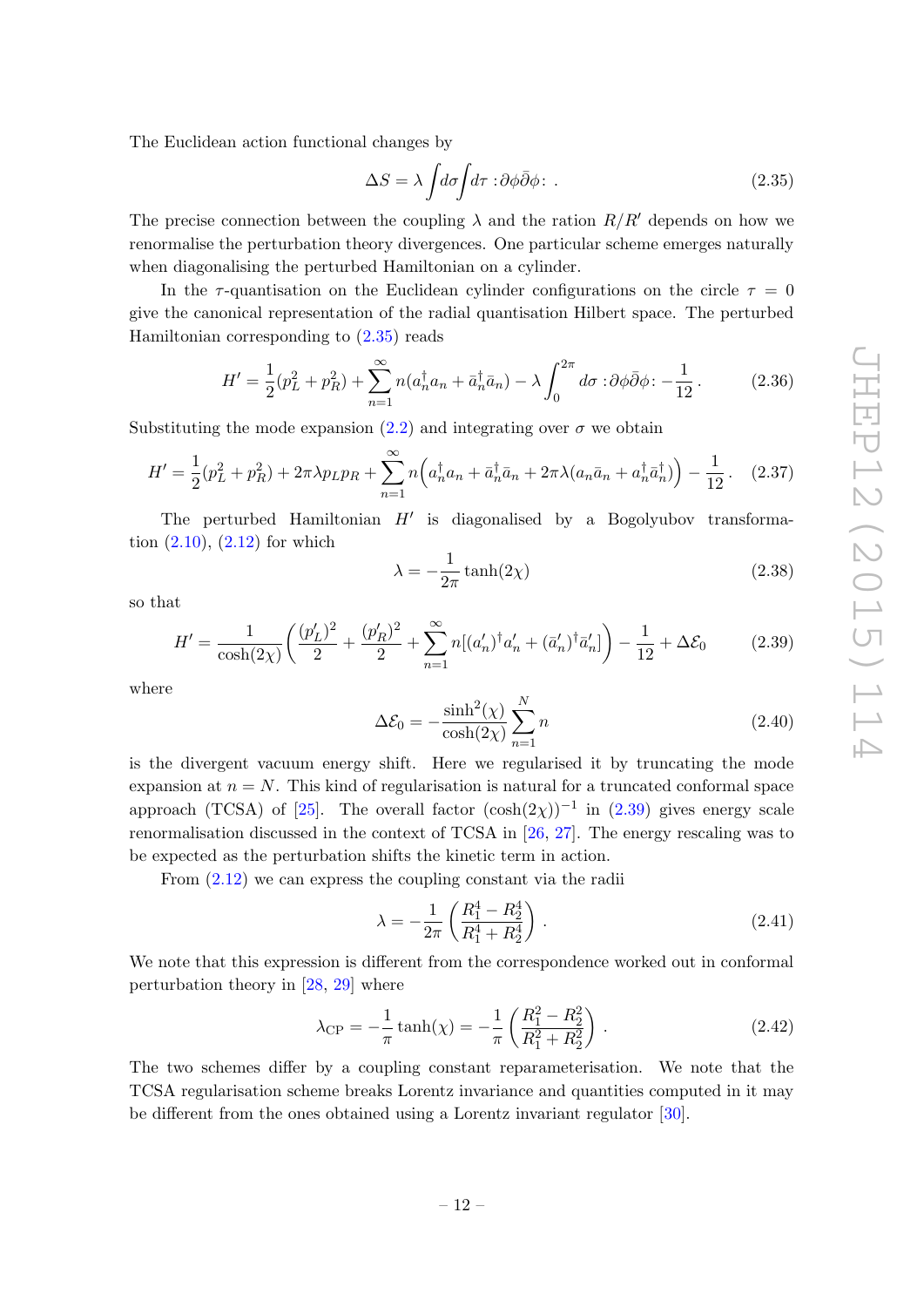The Euclidean action functional changes by

$$\Delta S = \lambda \int d\sigma \int d\tau :\partial\phi\bar{\partial}\phi: . \tag{2.35}$$

The precise connection between the coupling $\lambda$ and the ration $R/R'$ depends on how we renormalise the perturbation theory divergences. One particular scheme emerges naturally when diagonalising the perturbed Hamiltonian on a cylinder.

In the $\tau$-quantisation on the Euclidean cylinder configurations on the circle $\tau = 0$ give the canonical representation of the radial quantisation Hilbert space. The perturbed Hamiltonian corresponding to (2.35) reads

$$H' = \frac{1}{2}(p_L^2 + p_R^2) + \sum_{n=1}^{\infty} n(a_n^\dagger a_n + \bar{a}_n^\dagger \bar{a}_n) - \lambda \int_0^{2\pi} d\sigma :\partial\phi\bar{\partial}\phi: - \frac{1}{12} . \tag{2.36}$$

Substituting the mode expansion (2.2) and integrating over $\sigma$ we obtain

$$H' = \frac{1}{2}(p_L^2 + p_R^2) + 2\pi\lambda p_L p_R + \sum_{n=1}^{\infty} n\Big(a_n^\dagger a_n + \bar{a}_n^\dagger \bar{a}_n + 2\pi\lambda(a_n \bar{a}_n + a_n^\dagger \bar{a}_n^\dagger)\Big) - \frac{1}{12} . \tag{2.37}$$

The perturbed Hamiltonian $H'$ is diagonalised by a Bogolyubov transformation (2.10), (2.12) for which

$$\lambda = -\frac{1}{2\pi}\tanh(2\chi) \tag{2.38}$$

so that

$$H' = \frac{1}{\cosh(2\chi)}\left(\frac{(p_L')^2}{2} + \frac{(p_R')^2}{2} + \sum_{n=1}^{\infty} n[(a_n')^\dagger a_n' + (\bar{a}_n')^\dagger \bar{a}_n']\right) - \frac{1}{12} + \Delta\mathcal{E}_0 \tag{2.39}$$

where

$$\Delta\mathcal{E}_0 = -\frac{\sinh^2(\chi)}{\cosh(2\chi)} \sum_{n=1}^{N} n \tag{2.40}$$

is the divergent vacuum energy shift. Here we regularised it by truncating the mode expansion at $n = N$. This kind of regularisation is natural for a truncated conformal space approach (TCSA) of [25]. The overall factor $(\cosh(2\chi))^{-1}$ in (2.39) gives energy scale renormalisation discussed in the context of TCSA in [26, 27]. The energy rescaling was to be expected as the perturbation shifts the kinetic term in action.

From (2.12) we can express the coupling constant via the radii

$$\lambda = -\frac{1}{2\pi}\left(\frac{R_1^4 - R_2^4}{R_1^4 + R_2^4}\right) . \tag{2.41}$$

We note that this expression is different from the correspondence worked out in conformal perturbation theory in [28, 29] where

$$\lambda_{\rm CP} = -\frac{1}{\pi}\tanh(\chi) = -\frac{1}{\pi}\left(\frac{R_1^2 - R_2^2}{R_1^2 + R_2^2}\right) . \tag{2.42}$$

The two schemes differ by a coupling constant reparameterisation. We note that the TCSA regularisation scheme breaks Lorentz invariance and quantities computed in it may be different from the ones obtained using a Lorentz invariant regulator [30].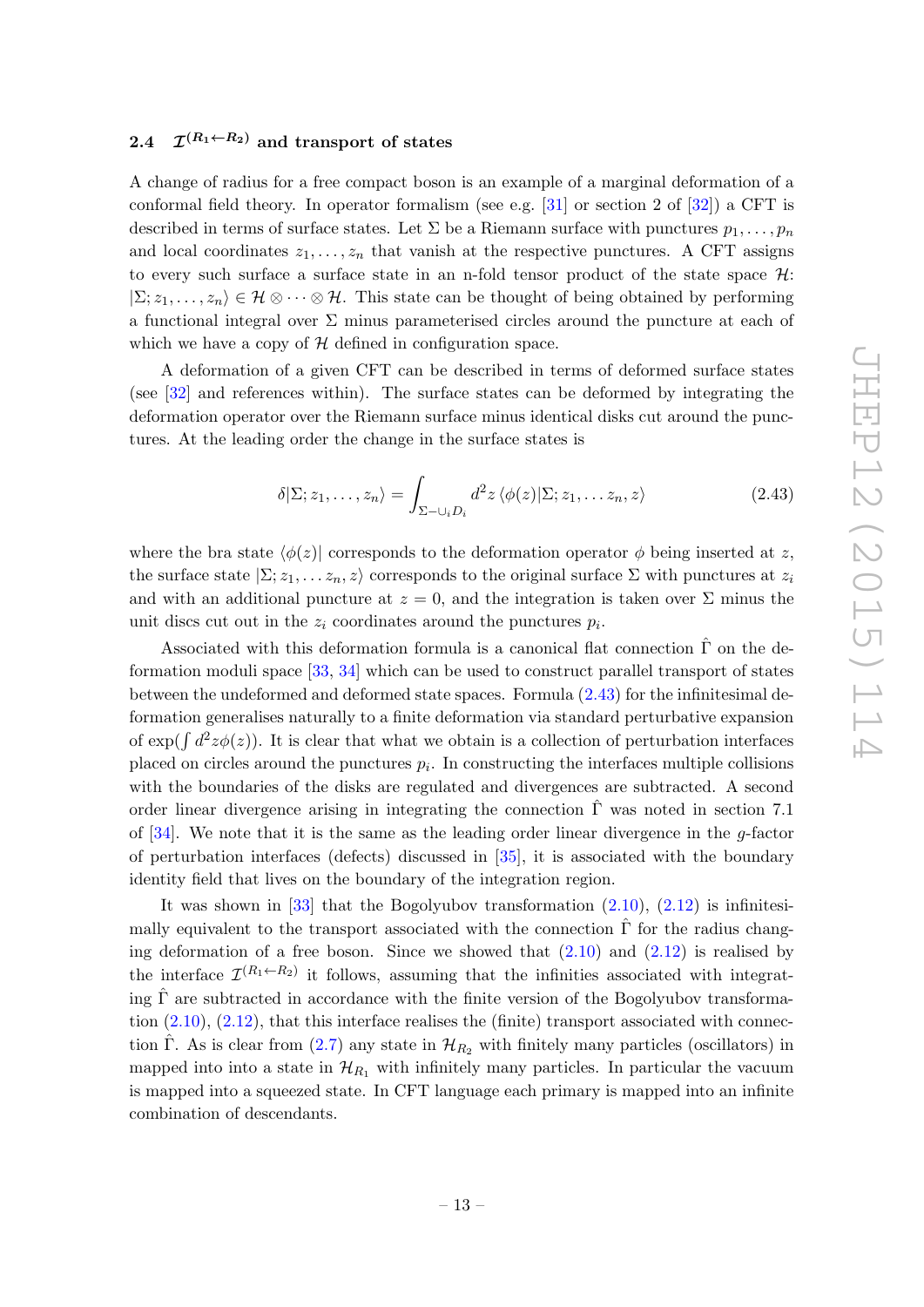### 2.4 $\mathcal{I}^{(R_1 \leftarrow R_2)}$ and transport of states

A change of radius for a free compact boson is an example of a marginal deformation of a conformal field theory. In operator formalism (see e.g. [31] or section 2 of [32]) a CFT is described in terms of surface states. Let $\Sigma$ be a Riemann surface with punctures $p_1, \ldots, p_n$ and local coordinates $z_1, \ldots, z_n$ that vanish at the respective punctures. A CFT assigns to every such surface a surface state in an n-fold tensor product of the state space $\mathcal{H}$: $|\Sigma; z_1, \ldots, z_n\rangle \in \mathcal{H} \otimes \cdots \otimes \mathcal{H}$. This state can be thought of being obtained by performing a functional integral over $\Sigma$ minus parameterised circles around the puncture at each of which we have a copy of $\mathcal{H}$ defined in configuration space.

A deformation of a given CFT can be described in terms of deformed surface states (see [32] and references within). The surface states can be deformed by integrating the deformation operator over the Riemann surface minus identical disks cut around the punctures. At the leading order the change in the surface states is

$$\delta|\Sigma; z_1, \ldots, z_n\rangle = \int_{\Sigma - \cup_i D_i} d^2z \, \langle \phi(z)|\Sigma; z_1, \ldots z_n, z\rangle \tag{2.43}$$

where the bra state $\langle \phi(z)|$ corresponds to the deformation operator $\phi$ being inserted at $z$, the surface state $|\Sigma; z_1, \ldots z_n, z\rangle$ corresponds to the original surface $\Sigma$ with punctures at $z_i$ and with an additional puncture at $z = 0$, and the integration is taken over $\Sigma$ minus the unit discs cut out in the $z_i$ coordinates around the punctures $p_i$.

Associated with this deformation formula is a canonical flat connection $\hat{\Gamma}$ on the deformation moduli space [33, 34] which can be used to construct parallel transport of states between the undeformed and deformed state spaces. Formula (2.43) for the infinitesimal deformation generalises naturally to a finite deformation via standard perturbative expansion of $\exp(\int d^2z\phi(z))$. It is clear that what we obtain is a collection of perturbation interfaces placed on circles around the punctures $p_i$. In constructing the interfaces multiple collisions with the boundaries of the disks are regulated and divergences are subtracted. A second order linear divergence arising in integrating the connection $\hat{\Gamma}$ was noted in section 7.1 of [34]. We note that it is the same as the leading order linear divergence in the $g$-factor of perturbation interfaces (defects) discussed in [35], it is associated with the boundary identity field that lives on the boundary of the integration region.

It was shown in [33] that the Bogolyubov transformation (2.10), (2.12) is infinitesimally equivalent to the transport associated with the connection $\hat{\Gamma}$ for the radius changing deformation of a free boson. Since we showed that (2.10) and (2.12) is realised by the interface $\mathcal{I}^{(R_1 \leftarrow R_2)}$ it follows, assuming that the infinities associated with integrating $\hat{\Gamma}$ are subtracted in accordance with the finite version of the Bogolyubov transformation (2.10), (2.12), that this interface realises the (finite) transport associated with connection $\hat{\Gamma}$. As is clear from (2.7) any state in $\mathcal{H}_{R_2}$ with finitely many particles (oscillators) in mapped into into a state in $\mathcal{H}_{R_1}$ with infinitely many particles. In particular the vacuum is mapped into a squeezed state. In CFT language each primary is mapped into an infinite combination of descendants.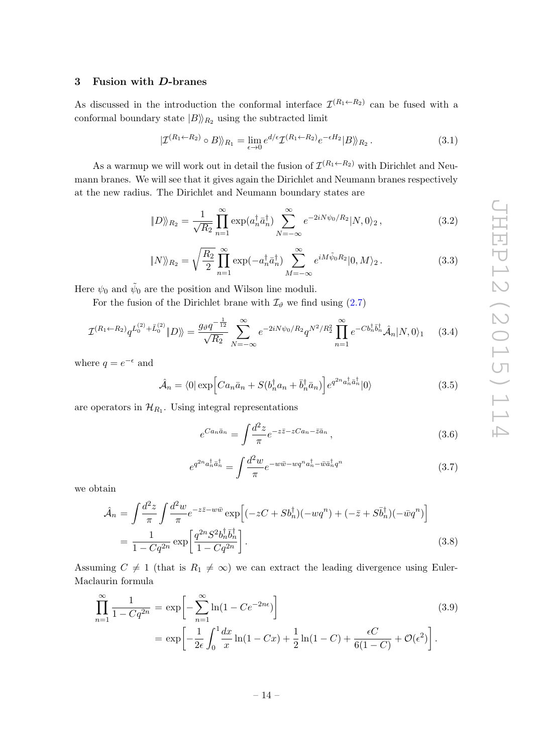## 3 Fusion with $D$-branes

As discussed in the introduction the conformal interface $\mathcal{I}^{(R_1\leftarrow R_2)}$ can be fused with a conformal boundary state $|B\rangle\rangle_{R_2}$ using the subtracted limit

$$|\mathcal{I}^{(R_1\leftarrow R_2)} \circ B\rangle\rangle_{R_1} = \lim_{\epsilon\to 0} e^{d/\epsilon}\mathcal{I}^{(R_1\leftarrow R_2)} e^{-\epsilon H_2}|B\rangle\rangle_{R_2}\,. \tag{3.1}$$

As a warmup we will work out in detail the fusion of $\mathcal{I}^{(R_1\leftarrow R_2)}$ with Dirichlet and Neumann branes. We will see that it gives again the Dirichlet and Neumann branes respectively at the new radius. The Dirichlet and Neumann boundary states are

$$\|D\rangle\rangle_{R_2} = \frac{1}{\sqrt{R_2}}\prod_{n=1}^{\infty}\exp(a_n^\dagger \bar{a}_n^\dagger)\sum_{N=-\infty}^{\infty} e^{-2iN\psi_0/R_2}|N,0\rangle_2\,, \tag{3.2}$$

$$\|N\rangle\rangle_{R_2} = \sqrt{\frac{R_2}{2}}\prod_{n=1}^{\infty}\exp(-a_n^\dagger \bar{a}_n^\dagger)\sum_{M=-\infty}^{\infty} e^{iM\tilde{\psi}_0 R_2}|0,M\rangle_2\,. \tag{3.3}$$

Here $\psi_0$ and $\tilde{\psi}_0$ are the position and Wilson line moduli.

For the fusion of the Dirichlet brane with $\mathcal{I}_\vartheta$ we find using (2.7)

$$\mathcal{I}^{(R_1\leftarrow R_2)} q^{L_0^{(2)}+\bar{L}_0^{(2)}}\|D\rangle\rangle = \frac{g_\vartheta q^{-\frac{1}{12}}}{\sqrt{R_2}}\sum_{N=-\infty}^{\infty} e^{-2iN\psi_0/R_2} q^{N^2/R_2^2}\prod_{n=1}^{\infty} e^{-Cb_n^\dagger \bar{b}_n^\dagger}\hat{\mathcal{A}}_n|N,0\rangle_1 \tag{3.4}$$

where $q = e^{-\epsilon}$ and

$$\hat{\mathcal{A}}_n = \langle 0|\exp\Big[Ca_n\bar{a}_n + S(b_n^\dagger a_n + \bar{b}_n^\dagger \bar{a}_n)\Big]e^{q^{2n}a_n^\dagger \bar{a}_n^\dagger}|0\rangle \tag{3.5}$$

are operators in $\mathcal{H}_{R_1}$. Using integral representations

$$e^{Ca_n\bar{a}_n} = \int\frac{d^2z}{\pi}e^{-z\bar{z}-zCa_n-\bar{z}\bar{a}_n}\,, \tag{3.6}$$

$$e^{q^{2n}a_n^\dagger\bar{a}_n^\dagger} = \int\frac{d^2w}{\pi}e^{-w\bar{w}-wq^n a_n^\dagger-\bar{w}\bar{a}_n^\dagger q^n} \tag{3.7}$$

we obtain

$$\begin{aligned}\hat{\mathcal{A}}_n &= \int\frac{d^2z}{\pi}\int\frac{d^2w}{\pi}e^{-z\bar{z}-w\bar{w}}\exp\Big[(-zC+Sb_n^\dagger)(-wq^n) + (-\bar{z}+S\bar{b}_n^\dagger)(-\bar{w}q^n)\Big]\\ &= \frac{1}{1-Cq^{2n}}\exp\Big[\frac{q^{2n}S^2 b_n^\dagger \bar{b}_n^\dagger}{1-Cq^{2n}}\Big]\,.\end{aligned} \tag{3.8}$$

Assuming $C \neq 1$ (that is $R_1 \neq \infty$) we can extract the leading divergence using Euler-Maclaurin formula

$$\begin{aligned}\prod_{n=1}^{\infty}\frac{1}{1-Cq^{2n}} &= \exp\Big[-\sum_{n=1}^{\infty}\ln(1-Ce^{-2n\epsilon})\Big]\\ &= \exp\Big[-\frac{1}{2\epsilon}\int_0^1\frac{dx}{x}\ln(1-Cx) + \frac{1}{2}\ln(1-C) + \frac{\epsilon C}{6(1-C)} + \mathcal{O}(\epsilon^2)\Big]\,.\end{aligned} \tag{3.9}$$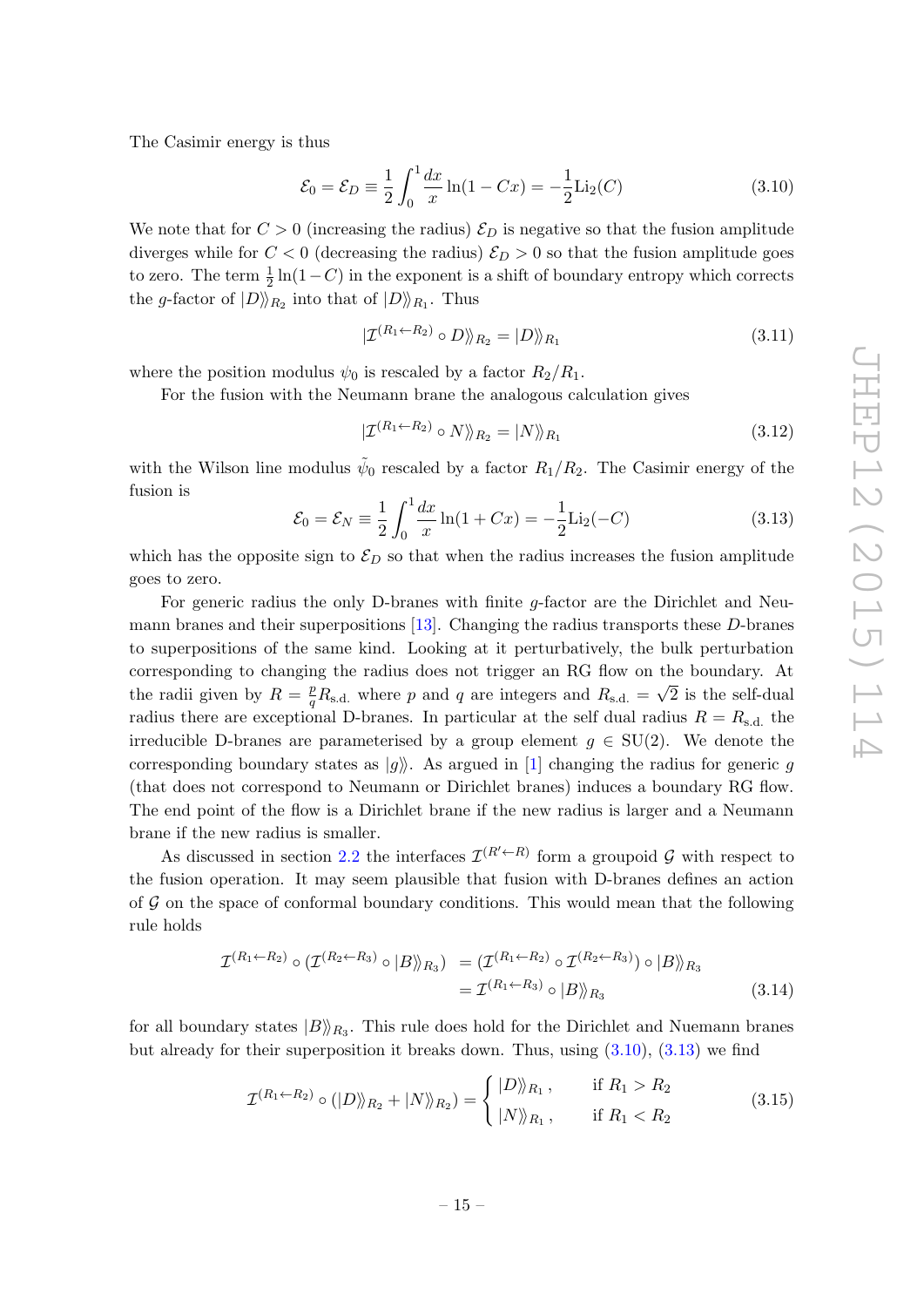The Casimir energy is thus

$$\mathcal{E}_0 = \mathcal{E}_D \equiv \frac{1}{2}\int_0^1 \frac{dx}{x}\ln(1-Cx) = -\frac{1}{2}\mathrm{Li}_2(C) \tag{3.10}$$

We note that for $C > 0$ (increasing the radius) $\mathcal{E}_D$ is negative so that the fusion amplitude diverges while for $C < 0$ (decreasing the radius) $\mathcal{E}_D > 0$ so that the fusion amplitude goes to zero. The term $\frac{1}{2}\ln(1-C)$ in the exponent is a shift of boundary entropy which corrects the $g$-factor of $|D\rangle\!\rangle_{R_2}$ into that of $|D\rangle\!\rangle_{R_1}$. Thus

$$|\mathcal{I}^{(R_1\leftarrow R_2)} \circ D\rangle\!\rangle_{R_2} = |D\rangle\!\rangle_{R_1} \tag{3.11}$$

where the position modulus $\psi_0$ is rescaled by a factor $R_2/R_1$.

For the fusion with the Neumann brane the analogous calculation gives

$$|\mathcal{I}^{(R_1\leftarrow R_2)} \circ N\rangle\!\rangle_{R_2} = |N\rangle\!\rangle_{R_1} \tag{3.12}$$

with the Wilson line modulus $\tilde{\psi}_0$ rescaled by a factor $R_1/R_2$. The Casimir energy of the fusion is

$$\mathcal{E}_0 = \mathcal{E}_N \equiv \frac{1}{2}\int_0^1 \frac{dx}{x}\ln(1+Cx) = -\frac{1}{2}\mathrm{Li}_2(-C) \tag{3.13}$$

which has the opposite sign to $\mathcal{E}_D$ so that when the radius increases the fusion amplitude goes to zero.

For generic radius the only D-branes with finite $g$-factor are the Dirichlet and Neumann branes and their superpositions [13]. Changing the radius transports these $D$-branes to superpositions of the same kind. Looking at it perturbatively, the bulk perturbation corresponding to changing the radius does not trigger an RG flow on the boundary. At the radii given by $R = \frac{p}{q}R_{\text{s.d.}}$ where $p$ and $q$ are integers and $R_{\text{s.d.}} = \sqrt{2}$ is the self-dual radius there are exceptional D-branes. In particular at the self dual radius $R = R_{\text{s.d.}}$ the irreducible D-branes are parameterised by a group element $g \in \mathrm{SU}(2)$. We denote the corresponding boundary states as $|g\rangle\!\rangle$. As argued in [1] changing the radius for generic $g$ (that does not correspond to Neumann or Dirichlet branes) induces a boundary RG flow. The end point of the flow is a Dirichlet brane if the new radius is larger and a Neumann brane if the new radius is smaller.

As discussed in section 2.2 the interfaces $\mathcal{I}^{(R'\leftarrow R)}$ form a groupoid $\mathcal{G}$ with respect to the fusion operation. It may seem plausible that fusion with D-branes defines an action of $\mathcal{G}$ on the space of conformal boundary conditions. This would mean that the following rule holds

$$\begin{aligned}\mathcal{I}^{(R_1\leftarrow R_2)} \circ (\mathcal{I}^{(R_2\leftarrow R_3)} \circ |B\rangle\!\rangle_{R_3}) &= (\mathcal{I}^{(R_1\leftarrow R_2)} \circ \mathcal{I}^{(R_2\leftarrow R_3)}) \circ |B\rangle\!\rangle_{R_3} \\ &= \mathcal{I}^{(R_1\leftarrow R_3)} \circ |B\rangle\!\rangle_{R_3}\end{aligned} \tag{3.14}$$

for all boundary states $|B\rangle\!\rangle_{R_3}$. This rule does hold for the Dirichlet and Nuemann branes but already for their superposition it breaks down. Thus, using (3.10), (3.13) we find

$$\mathcal{I}^{(R_1\leftarrow R_2)} \circ (|D\rangle\!\rangle_{R_2} + |N\rangle\!\rangle_{R_2}) = \begin{cases} |D\rangle\!\rangle_{R_1}\,, & \text{if } R_1 > R_2 \\ |N\rangle\!\rangle_{R_1}\,, & \text{if } R_1 < R_2 \end{cases} \tag{3.15}$$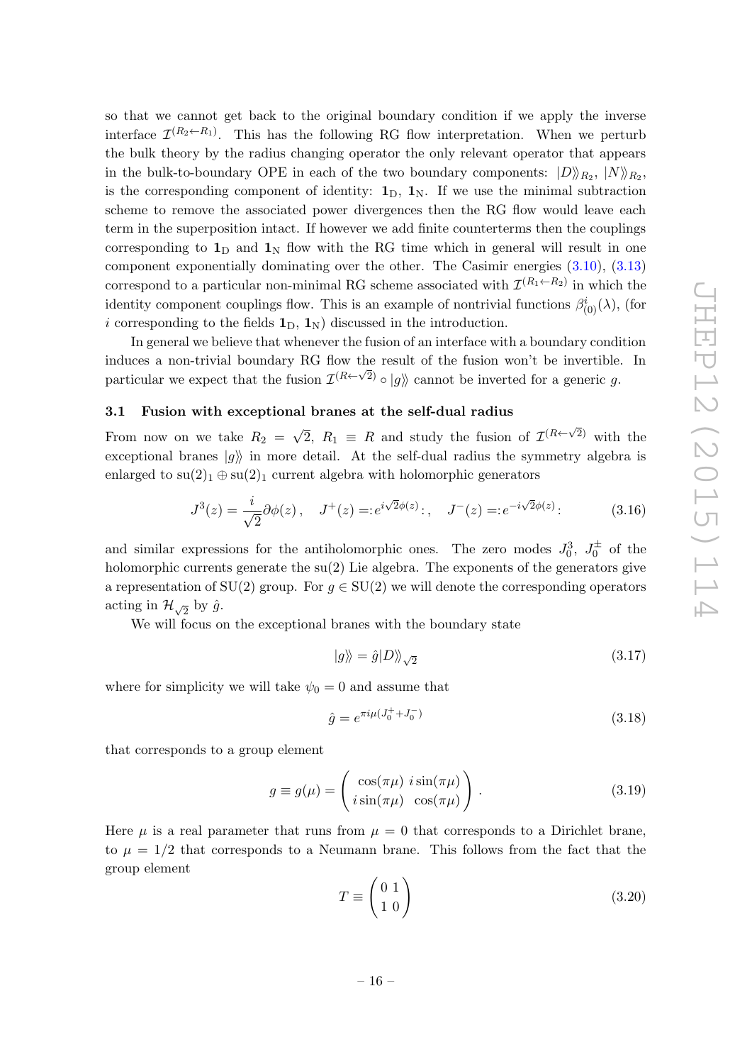so that we cannot get back to the original boundary condition if we apply the inverse interface $\mathcal{I}^{(R_2 \leftarrow R_1)}$. This has the following RG flow interpretation. When we perturb the bulk theory by the radius changing operator the only relevant operator that appears in the bulk-to-boundary OPE in each of the two boundary components: $|D\rangle\rangle_{R_2}$, $|N\rangle\rangle_{R_2}$, is the corresponding component of identity: $\mathbf{1}_{\rm D}$, $\mathbf{1}_{\rm N}$. If we use the minimal subtraction scheme to remove the associated power divergences then the RG flow would leave each term in the superposition intact. If however we add finite counterterms then the couplings corresponding to $\mathbf{1}_{\rm D}$ and $\mathbf{1}_{\rm N}$ flow with the RG time which in general will result in one component exponentially dominating over the other. The Casimir energies (3.10), (3.13) correspond to a particular non-minimal RG scheme associated with $\mathcal{I}^{(R_1 \leftarrow R_2)}$ in which the identity component couplings flow. This is an example of nontrivial functions $\beta^i_{(0)}(\lambda)$, (for $i$ corresponding to the fields $\mathbf{1}_{\rm D}$, $\mathbf{1}_{\rm N}$) discussed in the introduction.

In general we believe that whenever the fusion of an interface with a boundary condition induces a non-trivial boundary RG flow the result of the fusion won't be invertible. In particular we expect that the fusion $\mathcal{I}^{(R \leftarrow \sqrt{2})} \circ |g\rangle\rangle$ cannot be inverted for a generic $g$.

### 3.1 Fusion with exceptional branes at the self-dual radius

From now on we take $R_2 = \sqrt{2}$, $R_1 \equiv R$ and study the fusion of $\mathcal{I}^{(R \leftarrow \sqrt{2})}$ with the exceptional branes $|g\rangle\rangle$ in more detail. At the self-dual radius the symmetry algebra is enlarged to $\mathrm{su}(2)_1 \oplus \mathrm{su}(2)_1$ current algebra with holomorphic generators

$$J^3(z) = \frac{i}{\sqrt{2}}\partial\phi(z)\,, \quad J^+(z) = :e^{i\sqrt{2}\phi(z)}:\,, \quad J^-(z) = :e^{-i\sqrt{2}\phi(z)}: \tag{3.16}$$

and similar expressions for the antiholomorphic ones. The zero modes $J^3_0$, $J^\pm_0$ of the holomorphic currents generate the su(2) Lie algebra. The exponents of the generators give a representation of SU(2) group. For $g \in \mathrm{SU}(2)$ we will denote the corresponding operators acting in $\mathcal{H}_{\sqrt{2}}$ by $\hat{g}$.

We will focus on the exceptional branes with the boundary state

$$|g\rangle\rangle = \hat{g}|D\rangle\rangle_{\sqrt{2}} \tag{3.17}$$

where for simplicity we will take $\psi_0 = 0$ and assume that

$$\hat{g} = e^{\pi i \mu (J^+_0 + J^-_0)} \tag{3.18}$$

that corresponds to a group element

$$g \equiv g(\mu) = \begin{pmatrix} \cos(\pi\mu) & i\sin(\pi\mu) \\ i\sin(\pi\mu) & \cos(\pi\mu) \end{pmatrix}\,. \tag{3.19}$$

Here $\mu$ is a real parameter that runs from $\mu = 0$ that corresponds to a Dirichlet brane, to $\mu = 1/2$ that corresponds to a Neumann brane. This follows from the fact that the group element

$$T \equiv \begin{pmatrix} 0 & 1 \\ 1 & 0 \end{pmatrix} \tag{3.20}$$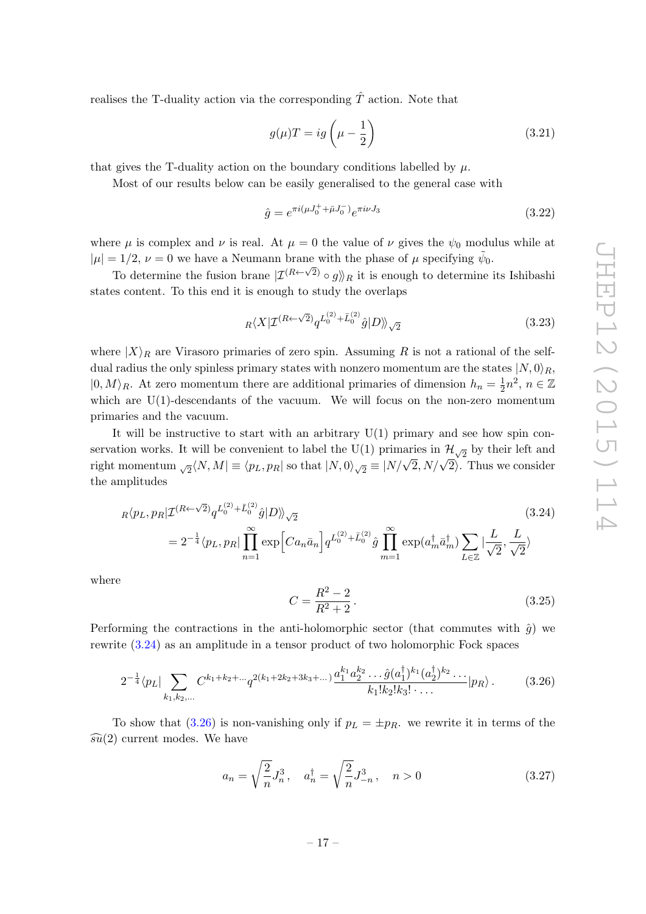realises the T-duality action via the corresponding $\hat{T}$ action. Note that

$$g(\mu)T = ig\left(\mu - \frac{1}{2}\right) \tag{3.21}$$

that gives the T-duality action on the boundary conditions labelled by $\mu$.

Most of our results below can be easily generalised to the general case with

$$\hat{g} = e^{\pi i(\mu J_0^+ + \bar{\mu} J_0^-)} e^{\pi i \nu J_3} \tag{3.22}$$

where $\mu$ is complex and $\nu$ is real. At $\mu = 0$ the value of $\nu$ gives the $\psi_0$ modulus while at $|\mu| = 1/2$, $\nu = 0$ we have a Neumann brane with the phase of $\mu$ specifying $\tilde{\psi}_0$.

To determine the fusion brane $|\mathcal{I}^{(R\leftarrow\sqrt{2})} \circ g\rangle\rangle_R$ it is enough to determine its Ishibashi states content. To this end it is enough to study the overlaps

$${}_R\langle X|\mathcal{I}^{(R\leftarrow\sqrt{2})} q^{L_0^{(2)}+\bar{L}_0^{(2)}} \hat{g}|D\rangle\rangle_{\sqrt{2}} \tag{3.23}$$

where $|X\rangle_R$ are Virasoro primaries of zero spin. Assuming $R$ is not a rational of the self-dual radius the only spinless primary states with nonzero momentum are the states $|N,0\rangle_R$, $|0,M\rangle_R$. At zero momentum there are additional primaries of dimension $h_n = \frac{1}{2}n^2$, $n \in \mathbb{Z}$ which are U(1)-descendants of the vacuum. We will focus on the non-zero momentum primaries and the vacuum.

It will be instructive to start with an arbitrary U(1) primary and see how spin conservation works. It will be convenient to label the U(1) primaries in $\mathcal{H}_{\sqrt{2}}$ by their left and right momentum ${}_{\sqrt{2}}\langle N, M| \equiv \langle p_L, p_R|$ so that $|N,0\rangle_{\sqrt{2}} \equiv |N/\sqrt{2}, N/\sqrt{2}\rangle$. Thus we consider the amplitudes

$$\begin{aligned}
&{}_R\langle p_L, p_R|\mathcal{I}^{(R\leftarrow\sqrt{2})} q^{L_0^{(2)}+\bar{L}_0^{(2)}} \hat{g}|D\rangle\rangle_{\sqrt{2}} \\
&\quad = 2^{-\frac{1}{4}} \langle p_L, p_R| \prod_{n=1}^{\infty} \exp\Big[C a_n \bar{a}_n\Big] q^{L_0^{(2)}+\bar{L}_0^{(2)}} \hat{g} \prod_{m=1}^{\infty} \exp(a_m^\dagger \bar{a}_m^\dagger) \sum_{L\in\mathbb{Z}} |\frac{L}{\sqrt{2}}, \frac{L}{\sqrt{2}}\rangle
\end{aligned} \tag{3.24}$$

where

$$C = \frac{R^2 - 2}{R^2 + 2} \,. \tag{3.25}$$

Performing the contractions in the anti-holomorphic sector (that commutes with $\hat{g}$) we rewrite (3.24) as an amplitude in a tensor product of two holomorphic Fock spaces

$$2^{-\frac{1}{4}} \langle p_L| \sum_{k_1,k_2,\dots} C^{k_1+k_2+\dots} q^{2(k_1+2k_2+3k_3+\dots)} \frac{a_1^{k_1} a_2^{k_2} \dots \hat{g} (a_1^\dagger)^{k_1} (a_2^\dagger)^{k_2} \dots}{k_1! k_2! k_3! \cdot \dots} |p_R\rangle \,. \tag{3.26}$$

To show that (3.26) is non-vanishing only if $p_L = \pm p_R$. we rewrite it in terms of the $\widehat{su}(2)$ current modes. We have

$$a_n = \sqrt{\frac{2}{n}} J_n^3 \,, \quad a_n^\dagger = \sqrt{\frac{2}{n}} J_{-n}^3 \,, \quad n > 0 \tag{3.27}$$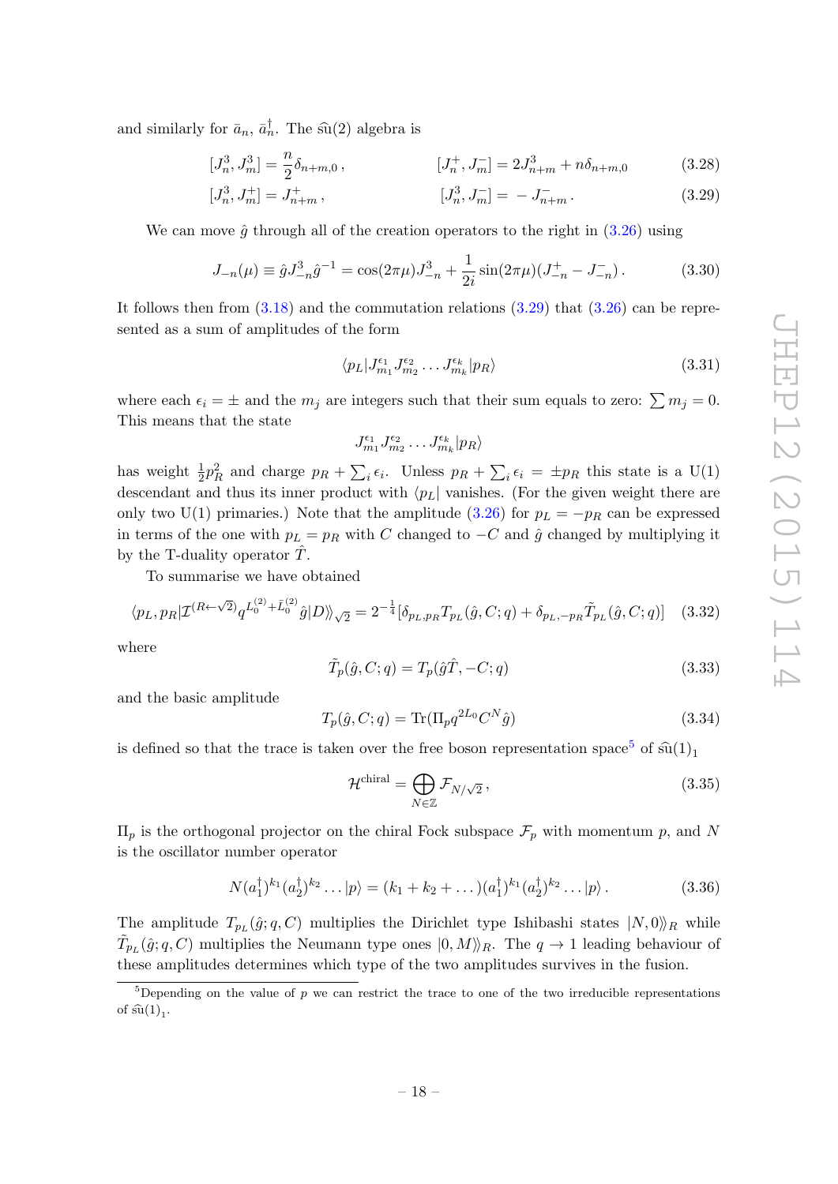and similarly for $\bar{a}_n$, $\bar{a}_n^\dagger$. The $\widehat{\mathrm{su}}(2)$ algebra is

$$[J^3_n, J^3_m] = \frac{n}{2}\delta_{n+m,0}\,, \qquad\qquad [J^+_n, J^-_m] = 2J^3_{n+m} + n\delta_{n+m,0} \tag{3.28}$$

$$[J^3_n, J^+_m] = J^+_{n+m}\,, \qquad\qquad [J^3_n, J^-_m] = \, - \, J^-_{n+m}\,. \tag{3.29}$$

We can move $\hat{g}$ through all of the creation operators to the right in (3.26) using

$$J_{-n}(\mu) \equiv \hat{g} J^3_{-n} \hat{g}^{-1} = \cos(2\pi\mu) J^3_{-n} + \frac{1}{2i}\sin(2\pi\mu)(J^+_{-n} - J^-_{-n})\,. \tag{3.30}$$

It follows then from (3.18) and the commutation relations (3.29) that (3.26) can be represented as a sum of amplitudes of the form

$$\langle p_L | J^{\epsilon_1}_{m_1} J^{\epsilon_2}_{m_2} \dots J^{\epsilon_k}_{m_k} | p_R \rangle \tag{3.31}$$

where each $\epsilon_i = \pm$ and the $m_j$ are integers such that their sum equals to zero: $\sum m_j = 0$. This means that the state

$$J^{\epsilon_1}_{m_1} J^{\epsilon_2}_{m_2} \dots J^{\epsilon_k}_{m_k} | p_R \rangle$$

has weight $\frac{1}{2}p_R^2$ and charge $p_R + \sum_i \epsilon_i$. Unless $p_R + \sum_i \epsilon_i = \pm p_R$ this state is a U(1) descendant and thus its inner product with $\langle p_L|$ vanishes. (For the given weight there are only two U(1) primaries.) Note that the amplitude (3.26) for $p_L = -p_R$ can be expressed in terms of the one with $p_L = p_R$ with $C$ changed to $-C$ and $\hat{g}$ changed by multiplying it by the T-duality operator $\hat{T}$.

To summarise we have obtained

$$\langle p_L, p_R | \mathcal{I}^{(R \leftarrow \sqrt{2})} q^{L_0^{(2)} + \bar{L}_0^{(2)}} \hat{g} | D \rangle\!\rangle_{\sqrt{2}} = 2^{-\frac{1}{4}} [\delta_{p_L, p_R} T_{p_L}(\hat{g}, C; q) + \delta_{p_L, -p_R} \tilde{T}_{p_L}(\hat{g}, C; q)] \tag{3.32}$$

where

$$\tilde{T}_p(\hat{g}, C; q) = T_p(\hat{g}\hat{T}, -C; q) \tag{3.33}$$

and the basic amplitude

$$T_p(\hat{g}, C; q) = \mathrm{Tr}(\Pi_p q^{2L_0} C^N \hat{g}) \tag{3.34}$$

is defined so that the trace is taken over the free boson representation space[5] of $\widehat{\mathrm{su}}(1)_1$

$$\mathcal{H}^{\mathrm{chiral}} = \bigoplus_{N \in \mathbb{Z}} \mathcal{F}_{N/\sqrt{2}}\,, \tag{3.35}$$

$\Pi_p$ is the orthogonal projector on the chiral Fock subspace $\mathcal{F}_p$ with momentum $p$, and $N$ is the oscillator number operator

$$N (a_1^\dagger)^{k_1} (a_2^\dagger)^{k_2} \dots |p\rangle = (k_1 + k_2 + \dots)(a_1^\dagger)^{k_1} (a_2^\dagger)^{k_2} \dots |p\rangle\,. \tag{3.36}$$

The amplitude $T_{p_L}(\hat{g}; q, C)$ multiplies the Dirichlet type Ishibashi states $|N, 0\rangle\!\rangle_R$ while $\tilde{T}_{p_L}(\hat{g}; q, C)$ multiplies the Neumann type ones $|0, M\rangle\!\rangle_R$. The $q \to 1$ leading behaviour of these amplitudes determines which type of the two amplitudes survives in the fusion.

[5] Depending on the value of $p$ we can restrict the trace to one of the two irreducible representations of $\widehat{\mathrm{su}}(1)_1$.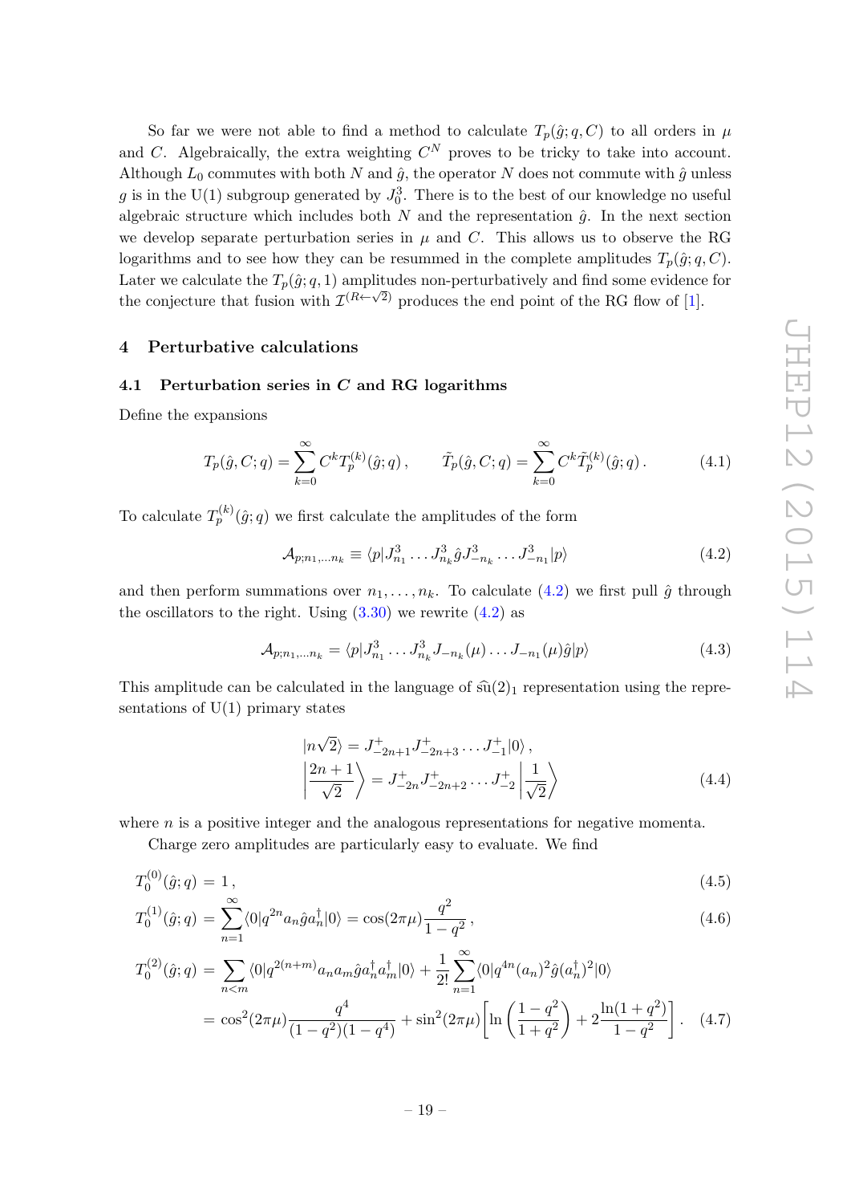So far we were not able to find a method to calculate $T_p(\hat{g}; q, C)$ to all orders in $\mu$ and $C$. Algebraically, the extra weighting $C^N$ proves to be tricky to take into account. Although $L_0$ commutes with both $N$ and $\hat{g}$, the operator $N$ does not commute with $\hat{g}$ unless $g$ is in the U(1) subgroup generated by $J_0^3$. There is to the best of our knowledge no useful algebraic structure which includes both $N$ and the representation $\hat{g}$. In the next section we develop separate perturbation series in $\mu$ and $C$. This allows us to observe the RG logarithms and to see how they can be resummed in the complete amplitudes $T_p(\hat{g}; q, C)$. Later we calculate the $T_p(\hat{g}; q, 1)$ amplitudes non-perturbatively and find some evidence for the conjecture that fusion with $\mathcal{I}^{(R \leftarrow \sqrt{2})}$ produces the end point of the RG flow of [1].

## 4 Perturbative calculations

### 4.1 Perturbation series in $C$ and RG logarithms

Define the expansions

$$T_p(\hat{g}, C; q) = \sum_{k=0}^{\infty} C^k T_p^{(k)}(\hat{g}; q)\,, \qquad \tilde{T}_p(\hat{g}, C; q) = \sum_{k=0}^{\infty} C^k \tilde{T}_p^{(k)}(\hat{g}; q)\,. \tag{4.1}$$

To calculate $T_p^{(k)}(\hat{g}; q)$ we first calculate the amplitudes of the form

$$\mathcal{A}_{p;n_1,\ldots n_k} \equiv \langle p| J_{n_1}^3 \ldots J_{n_k}^3 \hat{g} J_{-n_k}^3 \ldots J_{-n_1}^3 |p\rangle \tag{4.2}$$

and then perform summations over $n_1, \ldots, n_k$. To calculate (4.2) we first pull $\hat{g}$ through the oscillators to the right. Using (3.30) we rewrite (4.2) as

$$\mathcal{A}_{p;n_1,\ldots n_k} = \langle p| J_{n_1}^3 \ldots J_{n_k}^3 J_{-n_k}(\mu) \ldots J_{-n_1}(\mu) \hat{g} |p\rangle \tag{4.3}$$

This amplitude can be calculated in the language of $\widehat{\mathrm{su}}(2)_1$ representation using the representations of U(1) primary states

$$\begin{aligned}
|n\sqrt{2}\rangle &= J_{-2n+1}^+ J_{-2n+3}^+ \ldots J_{-1}^+ |0\rangle\,, \\
\left|\frac{2n+1}{\sqrt{2}}\right\rangle &= J_{-2n}^+ J_{-2n+2}^+ \ldots J_{-2}^+ \left|\frac{1}{\sqrt{2}}\right\rangle
\end{aligned} \tag{4.4}$$

where $n$ is a positive integer and the analogous representations for negative momenta.

Charge zero amplitudes are particularly easy to evaluate. We find

$$T_0^{(0)}(\hat{g}; q) = 1\,, \tag{4.5}$$

$$T_0^{(1)}(\hat{g}; q) = \sum_{n=1}^{\infty} \langle 0| q^{2n} a_n \hat{g} a_n^\dagger |0\rangle = \cos(2\pi\mu) \frac{q^2}{1-q^2}\,, \tag{4.6}$$

$$\begin{aligned}
T_0^{(2)}(\hat{g}; q) &= \sum_{n<m} \langle 0| q^{2(n+m)} a_n a_m \hat{g} a_n^\dagger a_m^\dagger |0\rangle + \frac{1}{2!} \sum_{n=1}^{\infty} \langle 0| q^{4n} (a_n)^2 \hat{g} (a_n^\dagger)^2 |0\rangle \\
&= \cos^2(2\pi\mu) \frac{q^4}{(1-q^2)(1-q^4)} + \sin^2(2\pi\mu) \left[ \ln\left(\frac{1-q^2}{1+q^2}\right) + 2\frac{\ln(1+q^2)}{1-q^2} \right].
\end{aligned} \tag{4.7}$$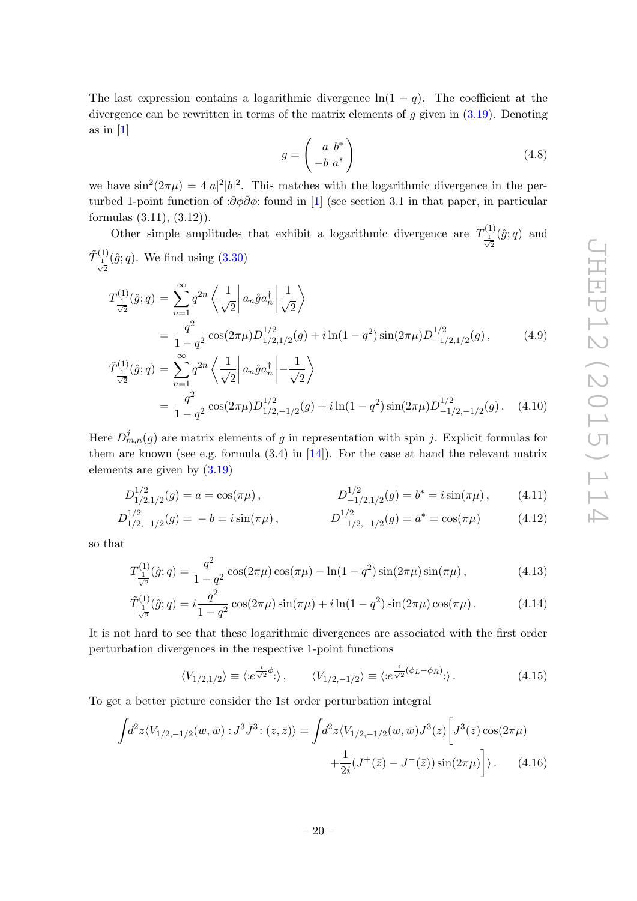The last expression contains a logarithmic divergence $\ln(1-q)$. The coefficient at the divergence can be rewritten in terms of the matrix elements of $g$ given in (3.19). Denoting as in [1]

$$g = \begin{pmatrix} a & b^* \\ -b & a^* \end{pmatrix} \tag{4.8}$$

we have $\sin^2(2\pi\mu) = 4|a|^2|b|^2$. This matches with the logarithmic divergence in the perturbed 1-point function of $:\partial\phi\bar{\partial}\phi:$ found in [1] (see section 3.1 in that paper, in particular formulas (3.11), (3.12)).

Other simple amplitudes that exhibit a logarithmic divergence are $T^{(1)}_{\frac{1}{\sqrt{2}}}(\hat{g};q)$ and $\tilde{T}^{(1)}_{\frac{1}{\sqrt{2}}}(\hat{g};q)$. We find using (3.30)

$$\begin{aligned} T^{(1)}_{\frac{1}{\sqrt{2}}}(\hat{g};q) &= \sum_{n=1}^{\infty} q^{2n} \left\langle \frac{1}{\sqrt{2}} \right| a_n \hat{g} a_n^\dagger \left| \frac{1}{\sqrt{2}} \right\rangle \\ &= \frac{q^2}{1-q^2}\cos(2\pi\mu) D^{1/2}_{1/2,1/2}(g) + i\ln(1-q^2)\sin(2\pi\mu) D^{1/2}_{-1/2,1/2}(g)\,, \end{aligned} \tag{4.9}$$

$$\begin{aligned} \tilde{T}^{(1)}_{\frac{1}{\sqrt{2}}}(\hat{g};q) &= \sum_{n=1}^{\infty} q^{2n} \left\langle \frac{1}{\sqrt{2}} \right| a_n \hat{g} a_n^\dagger \left| -\frac{1}{\sqrt{2}} \right\rangle \\ &= \frac{q^2}{1-q^2}\cos(2\pi\mu) D^{1/2}_{1/2,-1/2}(g) + i\ln(1-q^2)\sin(2\pi\mu) D^{1/2}_{-1/2,-1/2}(g)\,. \end{aligned} \tag{4.10}$$

Here $D^{j}_{m,n}(g)$ are matrix elements of $g$ in representation with spin $j$. Explicit formulas for them are known (see e.g. formula (3.4) in [14]). For the case at hand the relevant matrix elements are given by (3.19)

$$D^{1/2}_{1/2,1/2}(g) = a = \cos(\pi\mu)\,, \qquad D^{1/2}_{-1/2,1/2}(g) = b^* = i\sin(\pi\mu)\,, \tag{4.11}$$

$$D^{1/2}_{1/2,-1/2}(g) = -b = i\sin(\pi\mu)\,, \qquad D^{1/2}_{-1/2,-1/2}(g) = a^* = \cos(\pi\mu) \tag{4.12}$$

so that

$$T^{(1)}_{\frac{1}{\sqrt{2}}}(\hat{g};q) = \frac{q^2}{1-q^2}\cos(2\pi\mu)\cos(\pi\mu) - \ln(1-q^2)\sin(2\pi\mu)\sin(\pi\mu)\,, \tag{4.13}$$

$$\tilde{T}^{(1)}_{\frac{1}{\sqrt{2}}}(\hat{g};q) = i\frac{q^2}{1-q^2}\cos(2\pi\mu)\sin(\pi\mu) + i\ln(1-q^2)\sin(2\pi\mu)\cos(\pi\mu)\,. \tag{4.14}$$

It is not hard to see that these logarithmic divergences are associated with the first order perturbation divergences in the respective 1-point functions

$$\langle V_{1/2,1/2}\rangle \equiv \langle :e^{\frac{i}{\sqrt{2}}\phi}:\rangle\,, \qquad \langle V_{1/2,-1/2}\rangle \equiv \langle :e^{\frac{i}{\sqrt{2}}(\phi_L-\phi_R)}:\rangle\,. \tag{4.15}$$

To get a better picture consider the 1st order perturbation integral

$$\int d^2z \langle V_{1/2,-1/2}(w,\bar{w}) :J^3\bar{J}^3:(z,\bar{z})\rangle = \int d^2z \langle V_{1/2,-1/2}(w,\bar{w}) J^3(z)\Big[J^3(\bar{z})\cos(2\pi\mu) + \frac{1}{2i}(J^+(\bar{z}) - J^-(\bar{z}))\sin(2\pi\mu)\Big]\rangle\,. \tag{4.16}$$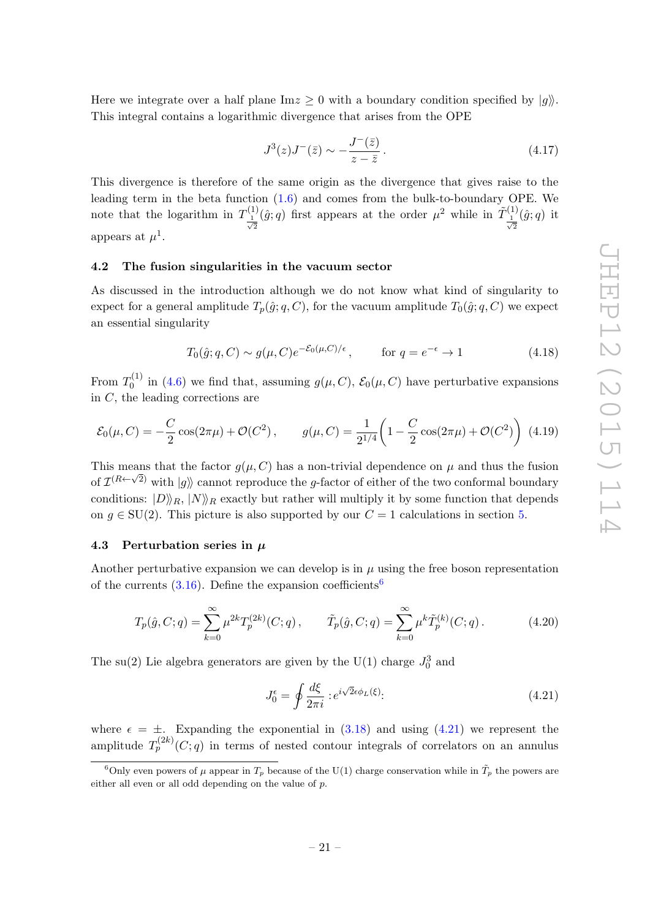Here we integrate over a half plane $\text{Im}z \geq 0$ with a boundary condition specified by $|g\rangle\rangle$. This integral contains a logarithmic divergence that arises from the OPE

$$J^3(z)J^-(\bar{z}) \sim -\frac{J^-(\bar{z})}{z-\bar{z}}\,. \tag{4.17}$$

This divergence is therefore of the same origin as the divergence that gives raise to the leading term in the beta function (1.6) and comes from the bulk-to-boundary OPE. We note that the logarithm in $T^{(1)}_{\frac{1}{\sqrt{2}}}(\hat{g};q)$ first appears at the order $\mu^2$ while in $\tilde{T}^{(1)}_{\frac{1}{\sqrt{2}}}(\hat{g};q)$ it appears at $\mu^1$.

### 4.2 The fusion singularities in the vacuum sector

As discussed in the introduction although we do not know what kind of singularity to expect for a general amplitude $T_p(\hat{g};q,C)$, for the vacuum amplitude $T_0(\hat{g};q,C)$ we expect an essential singularity

$$T_0(\hat{g};q,C) \sim g(\mu,C)e^{-\mathcal{E}_0(\mu,C)/\epsilon}\,, \qquad \text{for } q=e^{-\epsilon}\to 1 \tag{4.18}$$

From $T^{(1)}_0$ in (4.6) we find that, assuming $g(\mu,C)$, $\mathcal{E}_0(\mu,C)$ have perturbative expansions in $C$, the leading corrections are

$$\mathcal{E}_0(\mu,C) = -\frac{C}{2}\cos(2\pi\mu) + \mathcal{O}(C^2)\,, \qquad g(\mu,C) = \frac{1}{2^{1/4}}\left(1-\frac{C}{2}\cos(2\pi\mu)+\mathcal{O}(C^2)\right) \tag{4.19}$$

This means that the factor $g(\mu,C)$ has a non-trivial dependence on $\mu$ and thus the fusion of $\mathcal{I}^{(R\leftarrow\sqrt{2})}$ with $|g\rangle\rangle$ cannot reproduce the $g$-factor of either of the two conformal boundary conditions: $|D\rangle\rangle_R$, $|N\rangle\rangle_R$ exactly but rather will multiply it by some function that depends on $g\in\text{SU}(2)$. This picture is also supported by our $C=1$ calculations in section 5.

### 4.3 Perturbation series in $\mu$

Another perturbative expansion we can develop is in $\mu$ using the free boson representation of the currents (3.16). Define the expansion coefficients[6]

$$T_p(\hat{g},C;q) = \sum_{k=0}^{\infty}\mu^{2k}T^{(2k)}_p(C;q)\,, \qquad \tilde{T}_p(\hat{g},C;q) = \sum_{k=0}^{\infty}\mu^{k}\tilde{T}^{(k)}_p(C;q)\,. \tag{4.20}$$

The su(2) Lie algebra generators are given by the U(1) charge $J^3_0$ and

$$J^\epsilon_0 = \oint\frac{d\xi}{2\pi i}:e^{i\sqrt{2}\epsilon\phi_L(\xi)}: \tag{4.21}$$

where $\epsilon=\pm$. Expanding the exponential in (3.18) and using (4.21) we represent the amplitude $T^{(2k)}_p(C;q)$ in terms of nested contour integrals of correlators on an annulus

[6] Only even powers of $\mu$ appear in $T_p$ because of the U(1) charge conservation while in $\tilde{T}_p$ the powers are either all even or all odd depending on the value of $p$.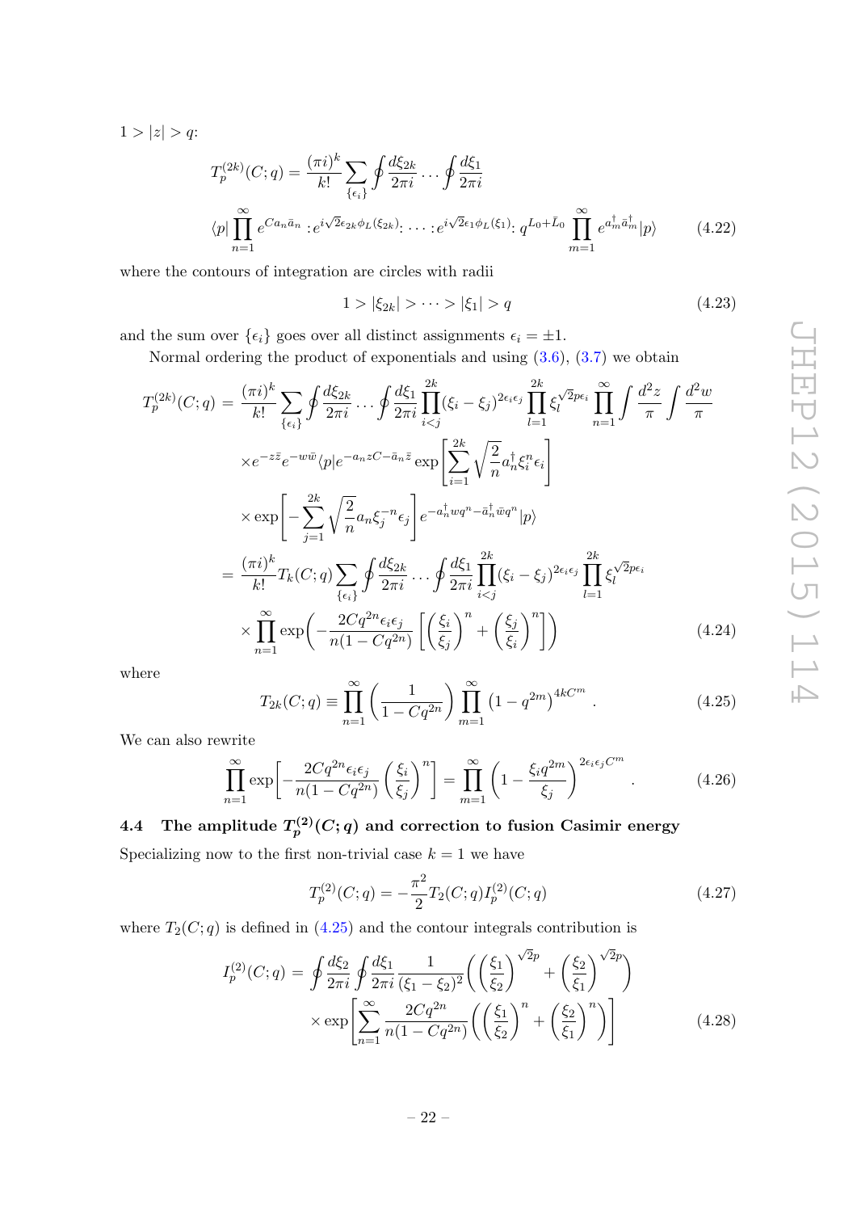$1 > |z| > q$:

$$T_p^{(2k)}(C;q) = \frac{(\pi i)^k}{k!} \sum_{\{\epsilon_i\}} \oint \frac{d\xi_{2k}}{2\pi i} \cdots \oint \frac{d\xi_1}{2\pi i}$$

$$\langle p| \prod_{n=1}^{\infty} e^{Ca_n \bar{a}_n} :e^{i\sqrt{2}\epsilon_{2k}\phi_L(\xi_{2k})}: \cdots :e^{i\sqrt{2}\epsilon_1\phi_L(\xi_1)}: q^{L_0+\bar{L}_0} \prod_{m=1}^{\infty} e^{a_m^\dagger \bar{a}_m^\dagger} |p\rangle \tag{4.22}$$

where the contours of integration are circles with radii

$$1 > |\xi_{2k}| > \cdots > |\xi_1| > q \tag{4.23}$$

and the sum over $\{\epsilon_i\}$ goes over all distinct assignments $\epsilon_i = \pm 1$.

Normal ordering the product of exponentials and using (3.6), (3.7) we obtain

$$\begin{aligned}
T_p^{(2k)}(C;q) &= \frac{(\pi i)^k}{k!} \sum_{\{\epsilon_i\}} \oint \frac{d\xi_{2k}}{2\pi i} \cdots \oint \frac{d\xi_1}{2\pi i} \prod_{i<j}^{2k} (\xi_i - \xi_j)^{2\epsilon_i \epsilon_j} \prod_{l=1}^{2k} \xi_l^{\sqrt{2}p\epsilon_i} \prod_{n=1}^{\infty} \int \frac{d^2 z}{\pi} \int \frac{d^2 w}{\pi} \\
&\quad \times e^{-z\bar{z}} e^{-w\bar{w}} \langle p| e^{-a_n z C - \bar{a}_n \bar{z}} \exp\left[ \sum_{i=1}^{2k} \sqrt{\frac{2}{n}} a_n^\dagger \xi_i^n \epsilon_i \right] \\
&\quad \times \exp\left[ -\sum_{j=1}^{2k} \sqrt{\frac{2}{n}} a_n \xi_j^{-n} \epsilon_j \right] e^{-a_n^\dagger w q^n - \bar{a}_n^\dagger \bar{w} q^n} |p\rangle \\
&= \frac{(\pi i)^k}{k!} T_k(C;q) \sum_{\{\epsilon_i\}} \oint \frac{d\xi_{2k}}{2\pi i} \cdots \oint \frac{d\xi_1}{2\pi i} \prod_{i<j}^{2k} (\xi_i - \xi_j)^{2\epsilon_i \epsilon_j} \prod_{l=1}^{2k} \xi_l^{\sqrt{2}p\epsilon_i} \\
&\quad \times \prod_{n=1}^{\infty} \exp\left( -\frac{2Cq^{2n}\epsilon_i\epsilon_j}{n(1-Cq^{2n})} \left[ \left(\frac{\xi_i}{\xi_j}\right)^n + \left(\frac{\xi_j}{\xi_i}\right)^n \right] \right)
\end{aligned} \tag{4.24}$$

where

$$T_{2k}(C;q) \equiv \prod_{n=1}^{\infty} \left( \frac{1}{1-Cq^{2n}} \right) \prod_{m=1}^{\infty} \left(1 - q^{2m}\right)^{4kC^m} . \tag{4.25}$$

We can also rewrite

$$\prod_{n=1}^{\infty} \exp\left[ -\frac{2Cq^{2n}\epsilon_i\epsilon_j}{n(1-Cq^{2n})} \left(\frac{\xi_i}{\xi_j}\right)^n \right] = \prod_{m=1}^{\infty} \left( 1 - \frac{\xi_i q^{2m}}{\xi_j} \right)^{2\epsilon_i\epsilon_j C^m} . \tag{4.26}$$

## 4.4 The amplitude $T_p^{(2)}(C;q)$ and correction to fusion Casimir energy

Specializing now to the first non-trivial case $k=1$ we have

$$T_p^{(2)}(C;q) = -\frac{\pi^2}{2} T_2(C;q) I_p^{(2)}(C;q) \tag{4.27}$$

where $T_2(C;q)$ is defined in (4.25) and the contour integrals contribution is

$$\begin{aligned}
I_p^{(2)}(C;q) &= \oint \frac{d\xi_2}{2\pi i} \oint \frac{d\xi_1}{2\pi i} \frac{1}{(\xi_1 - \xi_2)^2} \left( \left(\frac{\xi_1}{\xi_2}\right)^{\sqrt{2}p} + \left(\frac{\xi_2}{\xi_1}\right)^{\sqrt{2}p} \right) \\
&\quad \times \exp\left[ \sum_{n=1}^{\infty} \frac{2Cq^{2n}}{n(1-Cq^{2n})} \left( \left(\frac{\xi_1}{\xi_2}\right)^n + \left(\frac{\xi_2}{\xi_1}\right)^n \right) \right]
\end{aligned} \tag{4.28}$$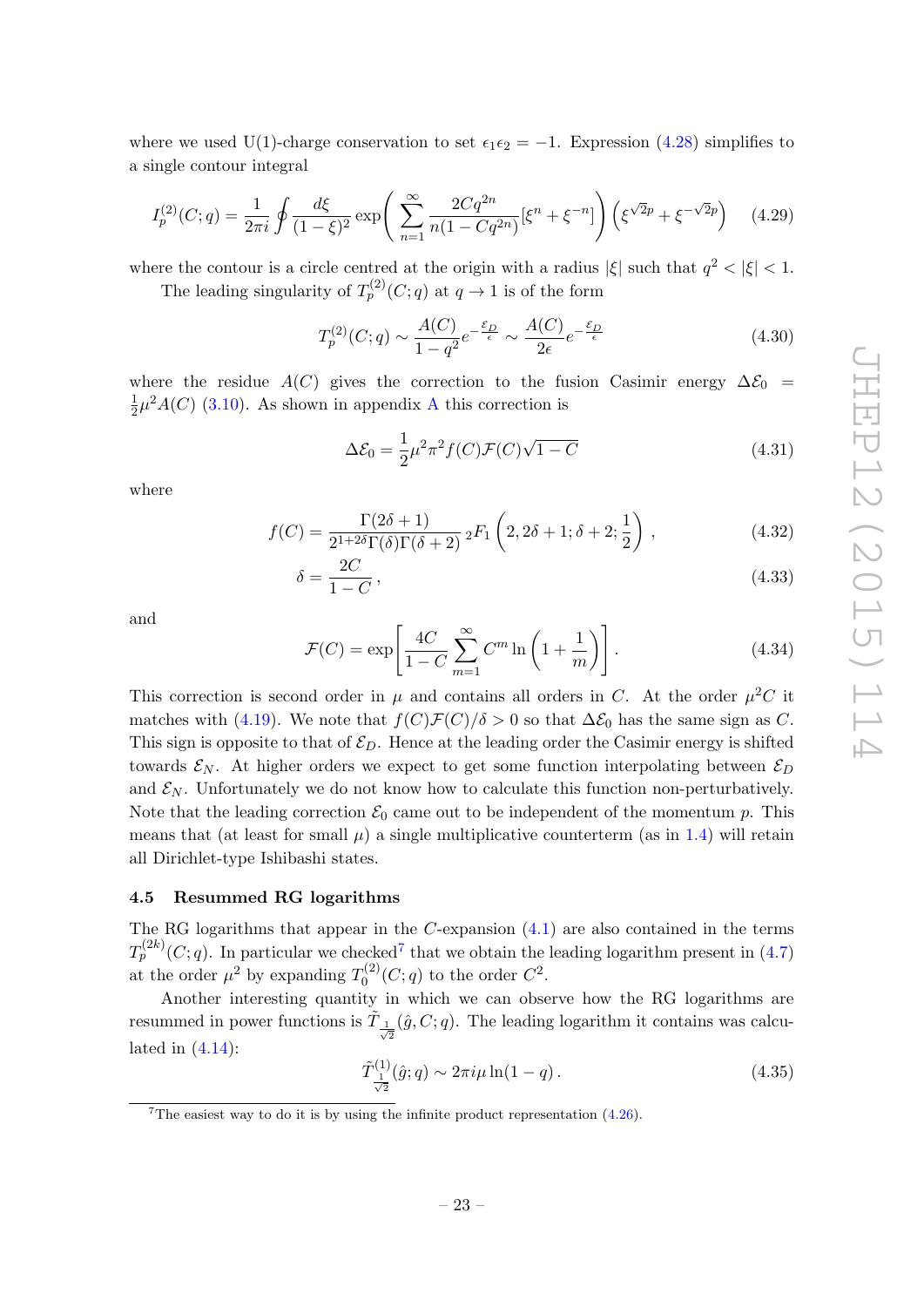where we used U(1)-charge conservation to set $\epsilon_1\epsilon_2 = -1$. Expression (4.28) simplifies to a single contour integral

$$I_p^{(2)}(C;q) = \frac{1}{2\pi i}\oint \frac{d\xi}{(1-\xi)^2}\exp\left(\sum_{n=1}^{\infty}\frac{2Cq^{2n}}{n(1-Cq^{2n})}[\xi^n+\xi^{-n}]\right)\left(\xi^{\sqrt{2}p}+\xi^{-\sqrt{2}p}\right) \tag{4.29}$$

where the contour is a circle centred at the origin with a radius $|\xi|$ such that $q^2 < |\xi| < 1$.

The leading singularity of $T_p^{(2)}(C;q)$ at $q\to 1$ is of the form

$$T_p^{(2)}(C;q) \sim \frac{A(C)}{1-q^2}e^{-\frac{\mathcal{E}_D}{\epsilon}} \sim \frac{A(C)}{2\epsilon}e^{-\frac{\mathcal{E}_D}{\epsilon}} \tag{4.30}$$

where the residue $A(C)$ gives the correction to the fusion Casimir energy $\Delta\mathcal{E}_0 = \frac{1}{2}\mu^2 A(C)$ (3.10). As shown in appendix A this correction is

$$\Delta\mathcal{E}_0 = \frac{1}{2}\mu^2\pi^2 f(C)\mathcal{F}(C)\sqrt{1-C} \tag{4.31}$$

where

$$f(C) = \frac{\Gamma(2\delta+1)}{2^{1+2\delta}\Gamma(\delta)\Gamma(\delta+2)}\,{}_2F_1\left(2,2\delta+1;\delta+2;\frac{1}{2}\right), \tag{4.32}$$

$$\delta = \frac{2C}{1-C}, \tag{4.33}$$

and

$$\mathcal{F}(C) = \exp\left[\frac{4C}{1-C}\sum_{m=1}^{\infty}C^m\ln\left(1+\frac{1}{m}\right)\right]. \tag{4.34}$$

This correction is second order in $\mu$ and contains all orders in $C$. At the order $\mu^2 C$ it matches with (4.19). We note that $f(C)\mathcal{F}(C)/\delta > 0$ so that $\Delta\mathcal{E}_0$ has the same sign as $C$. This sign is opposite to that of $\mathcal{E}_D$. Hence at the leading order the Casimir energy is shifted towards $\mathcal{E}_N$. At higher orders we expect to get some function interpolating between $\mathcal{E}_D$ and $\mathcal{E}_N$. Unfortunately we do not know how to calculate this function non-perturbatively. Note that the leading correction $\mathcal{E}_0$ came out to be independent of the momentum $p$. This means that (at least for small $\mu$) a single multiplicative counterterm (as in 1.4) will retain all Dirichlet-type Ishibashi states.

### 4.5 Resummed RG logarithms

The RG logarithms that appear in the $C$-expansion (4.1) are also contained in the terms $T_p^{(2k)}(C;q)$. In particular we checked[7] that we obtain the leading logarithm present in (4.7) at the order $\mu^2$ by expanding $T_0^{(2)}(C;q)$ to the order $C^2$.

Another interesting quantity in which we can observe how the RG logarithms are resummed in power functions is $\tilde{T}_{\frac{1}{\sqrt{2}}}(\hat{g},C;q)$. The leading logarithm it contains was calculated in (4.14):

$$\tilde{T}^{(1)}_{\frac{1}{\sqrt{2}}}(\hat{g};q) \sim 2\pi i\mu\ln(1-q). \tag{4.35}$$

[7] The easiest way to do it is by using the infinite product representation (4.26).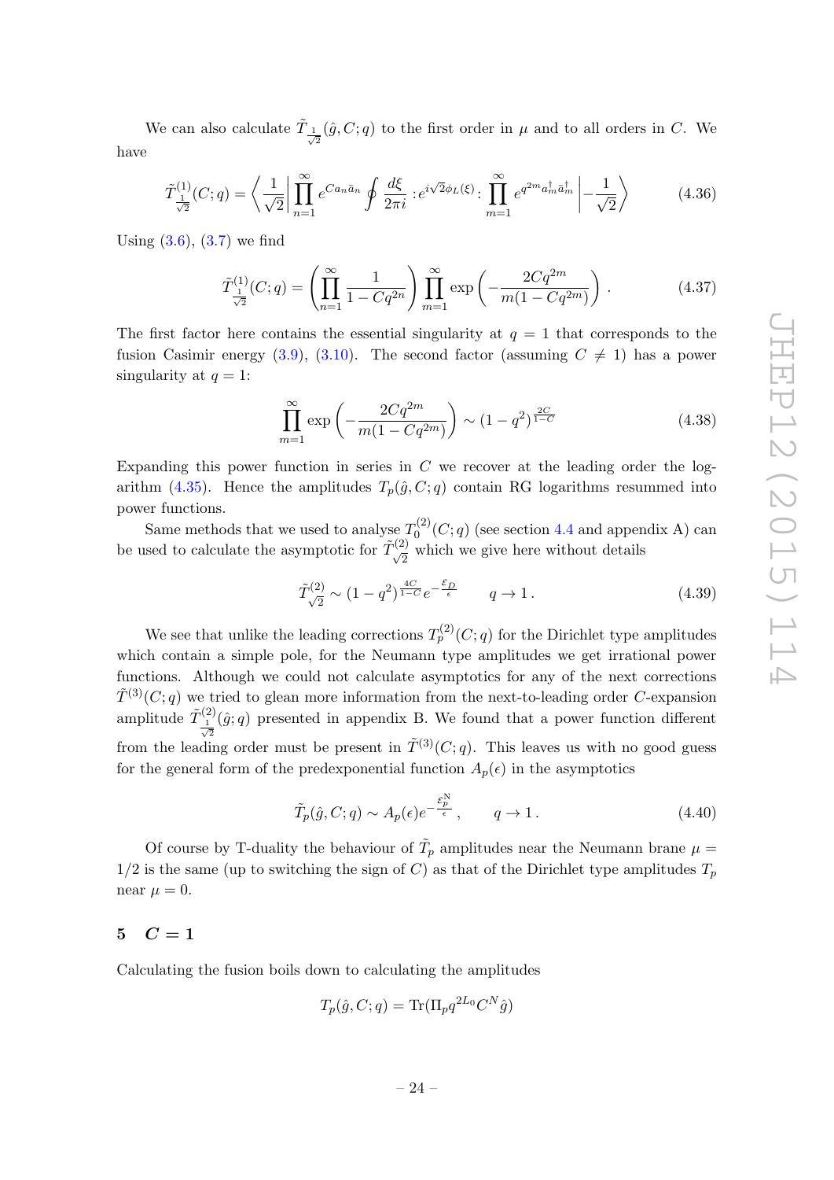We can also calculate $\tilde{T}_{\frac{1}{\sqrt{2}}}(\hat{g}, C; q)$ to the first order in $\mu$ and to all orders in $C$. We have

$$\tilde{T}^{(1)}_{\frac{1}{\sqrt{2}}}(C;q) = \left\langle \frac{1}{\sqrt{2}} \right| \prod_{n=1}^{\infty} e^{Ca_n \bar{a}_n} \oint \frac{d\xi}{2\pi i} :e^{i\sqrt{2}\phi_L(\xi)}: \prod_{m=1}^{\infty} e^{q^{2m} a_m^\dagger \bar{a}_m^\dagger} \left| -\frac{1}{\sqrt{2}} \right\rangle \tag{4.36}$$

Using (3.6), (3.7) we find

$$\tilde{T}^{(1)}_{\frac{1}{\sqrt{2}}}(C;q) = \left( \prod_{n=1}^{\infty} \frac{1}{1 - Cq^{2n}} \right) \prod_{m=1}^{\infty} \exp\left( -\frac{2Cq^{2m}}{m(1 - Cq^{2m})} \right) . \tag{4.37}$$

The first factor here contains the essential singularity at $q = 1$ that corresponds to the fusion Casimir energy (3.9), (3.10). The second factor (assuming $C \neq 1$) has a power singularity at $q = 1$:

$$\prod_{m=1}^{\infty} \exp\left( -\frac{2Cq^{2m}}{m(1 - Cq^{2m})} \right) \sim (1 - q^2)^{\frac{2C}{1-C}} \tag{4.38}$$

Expanding this power function in series in $C$ we recover at the leading order the logarithm (4.35). Hence the amplitudes $T_p(\hat{g}, C; q)$ contain RG logarithms resummed into power functions.

Same methods that we used to analyse $T_0^{(2)}(C;q)$ (see section 4.4 and appendix A) can be used to calculate the asymptotic for $\tilde{T}^{(2)}_{\sqrt{2}}$ which we give here without details

$$\tilde{T}^{(2)}_{\sqrt{2}} \sim (1 - q^2)^{\frac{4C}{1-C}} e^{-\frac{\mathcal{E}_D}{\epsilon}} \qquad q \to 1 . \tag{4.39}$$

We see that unlike the leading corrections $T_p^{(2)}(C;q)$ for the Dirichlet type amplitudes which contain a simple pole, for the Neumann type amplitudes we get irrational power functions. Although we could not calculate asymptotics for any of the next corrections $\tilde{T}^{(3)}(C;q)$ we tried to glean more information from the next-to-leading order $C$-expansion amplitude $\tilde{T}^{(2)}_{\frac{1}{\sqrt{2}}}(\hat{g};q)$ presented in appendix B. We found that a power function different from the leading order must be present in $\tilde{T}^{(3)}(C;q)$. This leaves us with no good guess for the general form of the predexponential function $A_p(\epsilon)$ in the asymptotics

$$\tilde{T}_p(\hat{g}, C; q) \sim A_p(\epsilon) e^{-\frac{\mathcal{E}_p^{\rm N}}{\epsilon}} , \qquad q \to 1 . \tag{4.40}$$

Of course by T-duality the behaviour of $\tilde{T}_p$ amplitudes near the Neumann brane $\mu = 1/2$ is the same (up to switching the sign of $C$) as that of the Dirichlet type amplitudes $T_p$ near $\mu = 0$.

## 5 $C = 1$

Calculating the fusion boils down to calculating the amplitudes

$$T_p(\hat{g}, C; q) = {\rm Tr}(\Pi_p q^{2L_0} C^N \hat{g})$$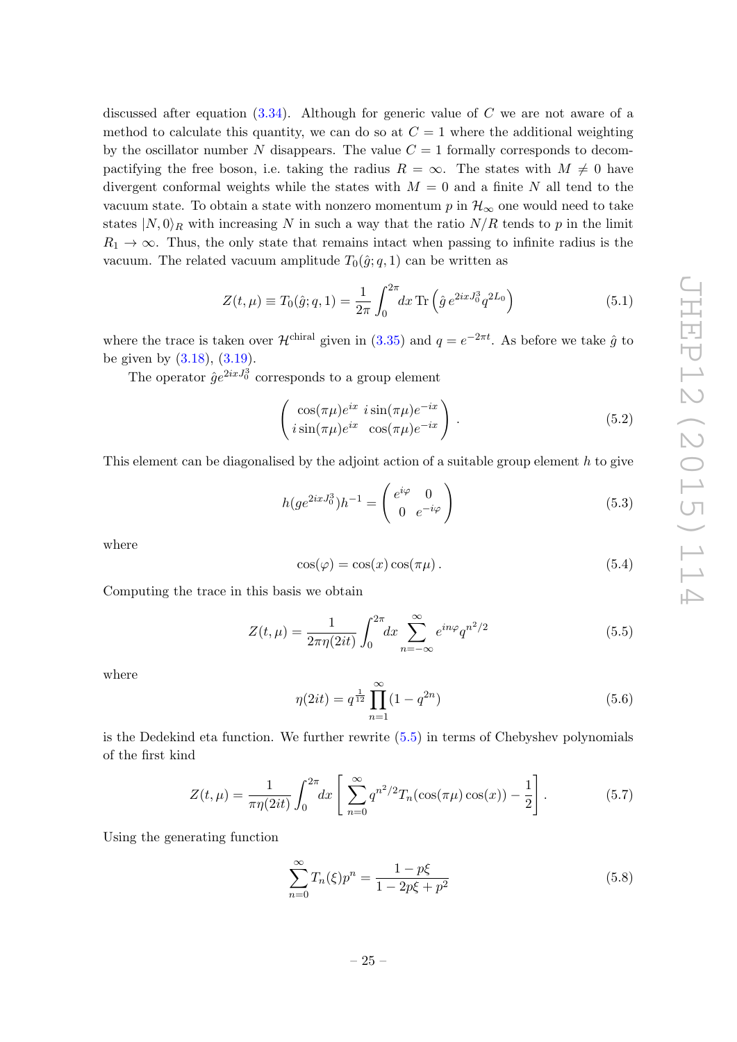discussed after equation (3.34). Although for generic value of $C$ we are not aware of a method to calculate this quantity, we can do so at $C = 1$ where the additional weighting by the oscillator number $N$ disappears. The value $C = 1$ formally corresponds to decompactifying the free boson, i.e. taking the radius $R = \infty$. The states with $M \neq 0$ have divergent conformal weights while the states with $M = 0$ and a finite $N$ all tend to the vacuum state. To obtain a state with nonzero momentum $p$ in $\mathcal{H}_\infty$ one would need to take states $|N, 0\rangle_R$ with increasing $N$ in such a way that the ratio $N/R$ tends to $p$ in the limit $R_1 \to \infty$. Thus, the only state that remains intact when passing to infinite radius is the vacuum. The related vacuum amplitude $T_0(\hat{g}; q, 1)$ can be written as

$$Z(t, \mu) \equiv T_0(\hat{g}; q, 1) = \frac{1}{2\pi} \int_0^{2\pi} dx \, \mathrm{Tr} \left( \hat{g} \, e^{2ixJ_0^3} q^{2L_0} \right) \tag{5.1}$$

where the trace is taken over $\mathcal{H}^{\mathrm{chiral}}$ given in (3.35) and $q = e^{-2\pi t}$. As before we take $\hat{g}$ to be given by (3.18), (3.19).

The operator $\hat{g} e^{2ixJ_0^3}$ corresponds to a group element

$$\begin{pmatrix} \cos(\pi\mu) e^{ix} & i \sin(\pi\mu) e^{-ix} \\ i \sin(\pi\mu) e^{ix} & \cos(\pi\mu) e^{-ix} \end{pmatrix} . \tag{5.2}$$

This element can be diagonalised by the adjoint action of a suitable group element $h$ to give

$$h(ge^{2ixJ_0^3})h^{-1} = \begin{pmatrix} e^{i\varphi} & 0 \\ 0 & e^{-i\varphi} \end{pmatrix} \tag{5.3}$$

where

$$\cos(\varphi) = \cos(x) \cos(\pi\mu) \, . \tag{5.4}$$

Computing the trace in this basis we obtain

$$Z(t, \mu) = \frac{1}{2\pi\eta(2it)} \int_0^{2\pi} dx \sum_{n=-\infty}^{\infty} e^{in\varphi} q^{n^2/2} \tag{5.5}$$

where

$$\eta(2it) = q^{\frac{1}{12}} \prod_{n=1}^{\infty} (1 - q^{2n}) \tag{5.6}$$

is the Dedekind eta function. We further rewrite (5.5) in terms of Chebyshev polynomials of the first kind

$$Z(t, \mu) = \frac{1}{\pi\eta(2it)} \int_0^{2\pi} dx \left[ \sum_{n=0}^{\infty} q^{n^2/2} T_n(\cos(\pi\mu)\cos(x)) - \frac{1}{2} \right] . \tag{5.7}$$

Using the generating function

$$\sum_{n=0}^{\infty} T_n(\xi) p^n = \frac{1 - p\xi}{1 - 2p\xi + p^2} \tag{5.8}$$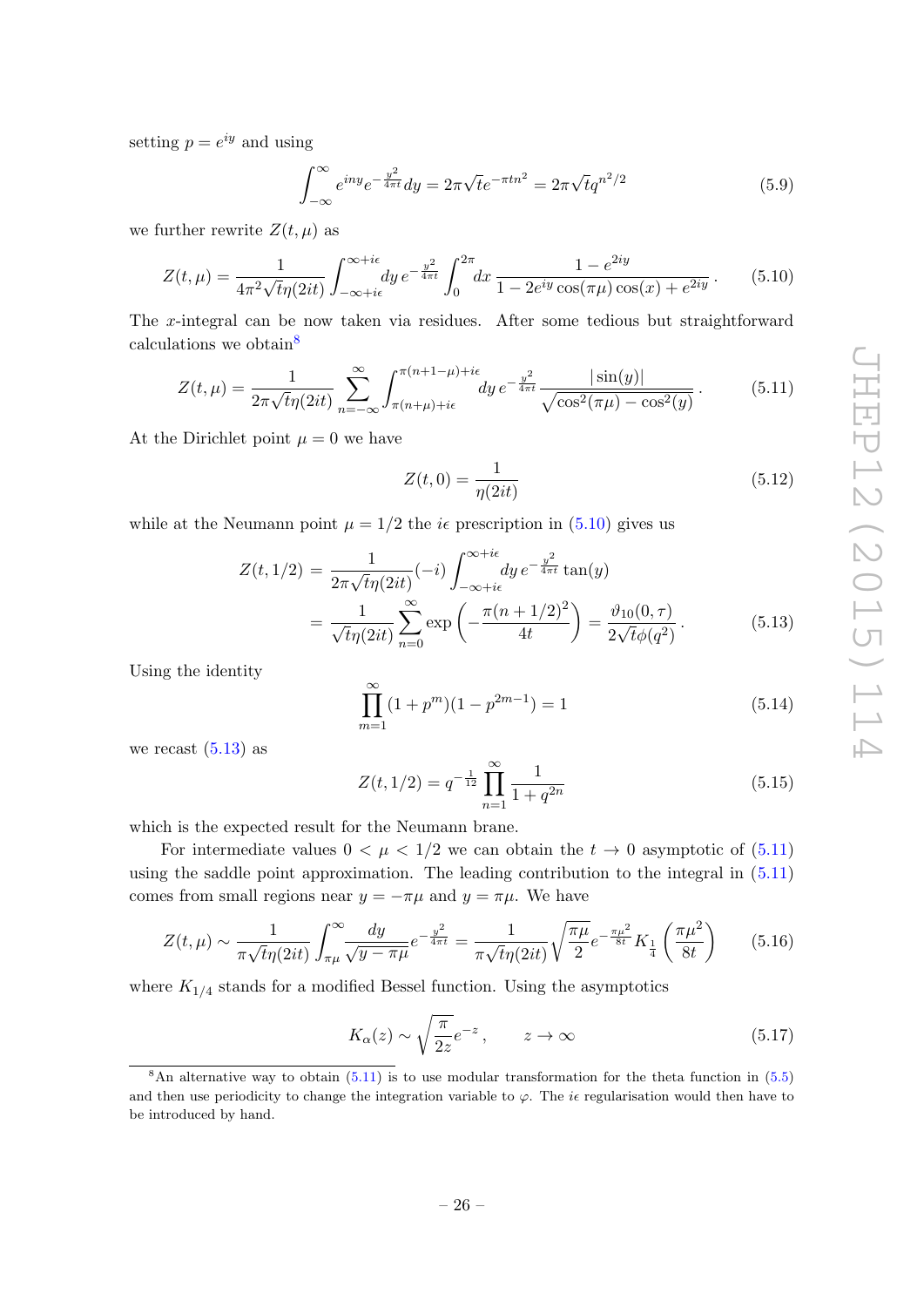setting $p = e^{iy}$ and using

$$\int_{-\infty}^{\infty} e^{iny} e^{-\frac{y^2}{4\pi t}} dy = 2\pi\sqrt{t} e^{-\pi t n^2} = 2\pi\sqrt{t} q^{n^2/2} \tag{5.9}$$

we further rewrite $Z(t, \mu)$ as

$$Z(t,\mu) = \frac{1}{4\pi^2\sqrt{t}\eta(2it)} \int_{-\infty+i\epsilon}^{\infty+i\epsilon} dy\, e^{-\frac{y^2}{4\pi t}} \int_0^{2\pi} dx\, \frac{1 - e^{2iy}}{1 - 2e^{iy}\cos(\pi\mu)\cos(x) + e^{2iy}}\,. \tag{5.10}$$

The $x$-integral can be now taken via residues. After some tedious but straightforward calculations we obtain[8]

$$Z(t,\mu) = \frac{1}{2\pi\sqrt{t}\eta(2it)} \sum_{n=-\infty}^{\infty} \int_{\pi(n+\mu)+i\epsilon}^{\pi(n+1-\mu)+i\epsilon} dy\, e^{-\frac{y^2}{4\pi t}} \frac{|\sin(y)|}{\sqrt{\cos^2(\pi\mu) - \cos^2(y)}}\,. \tag{5.11}$$

At the Dirichlet point $\mu = 0$ we have

$$Z(t, 0) = \frac{1}{\eta(2it)} \tag{5.12}$$

while at the Neumann point $\mu = 1/2$ the $i\epsilon$ prescription in (5.10) gives us

$$\begin{aligned} Z(t, 1/2) &= \frac{1}{2\pi\sqrt{t}\eta(2it)}(-i) \int_{-\infty+i\epsilon}^{\infty+i\epsilon} dy\, e^{-\frac{y^2}{4\pi t}} \tan(y) \\ &= \frac{1}{\sqrt{t}\eta(2it)} \sum_{n=0}^{\infty} \exp\left(-\frac{\pi(n+1/2)^2}{4t}\right) = \frac{\vartheta_{10}(0,\tau)}{2\sqrt{t}\phi(q^2)}\,. \end{aligned} \tag{5.13}$$

Using the identity

$$\prod_{m=1}^{\infty} (1 + p^m)(1 - p^{2m-1}) = 1 \tag{5.14}$$

we recast (5.13) as

$$Z(t, 1/2) = q^{-\frac{1}{12}} \prod_{n=1}^{\infty} \frac{1}{1 + q^{2n}} \tag{5.15}$$

which is the expected result for the Neumann brane.

For intermediate values $0 < \mu < 1/2$ we can obtain the $t \to 0$ asymptotic of (5.11) using the saddle point approximation. The leading contribution to the integral in (5.11) comes from small regions near $y = -\pi\mu$ and $y = \pi\mu$. We have

$$Z(t,\mu) \sim \frac{1}{\pi\sqrt{t}\eta(2it)} \int_{\pi\mu}^{\infty} \frac{dy}{\sqrt{y - \pi\mu}} e^{-\frac{y^2}{4\pi t}} = \frac{1}{\pi\sqrt{t}\eta(2it)} \sqrt{\frac{\pi\mu}{2}} e^{-\frac{\pi\mu^2}{8t}} K_{\frac{1}{4}}\left(\frac{\pi\mu^2}{8t}\right) \tag{5.16}$$

where $K_{1/4}$ stands for a modified Bessel function. Using the asymptotics

$$K_\alpha(z) \sim \sqrt{\frac{\pi}{2z}} e^{-z}\,, \qquad z \to \infty \tag{5.17}$$

---

[8] An alternative way to obtain (5.11) is to use modular transformation for the theta function in (5.5) and then use periodicity to change the integration variable to $\varphi$. The $i\epsilon$ regularisation would then have to be introduced by hand.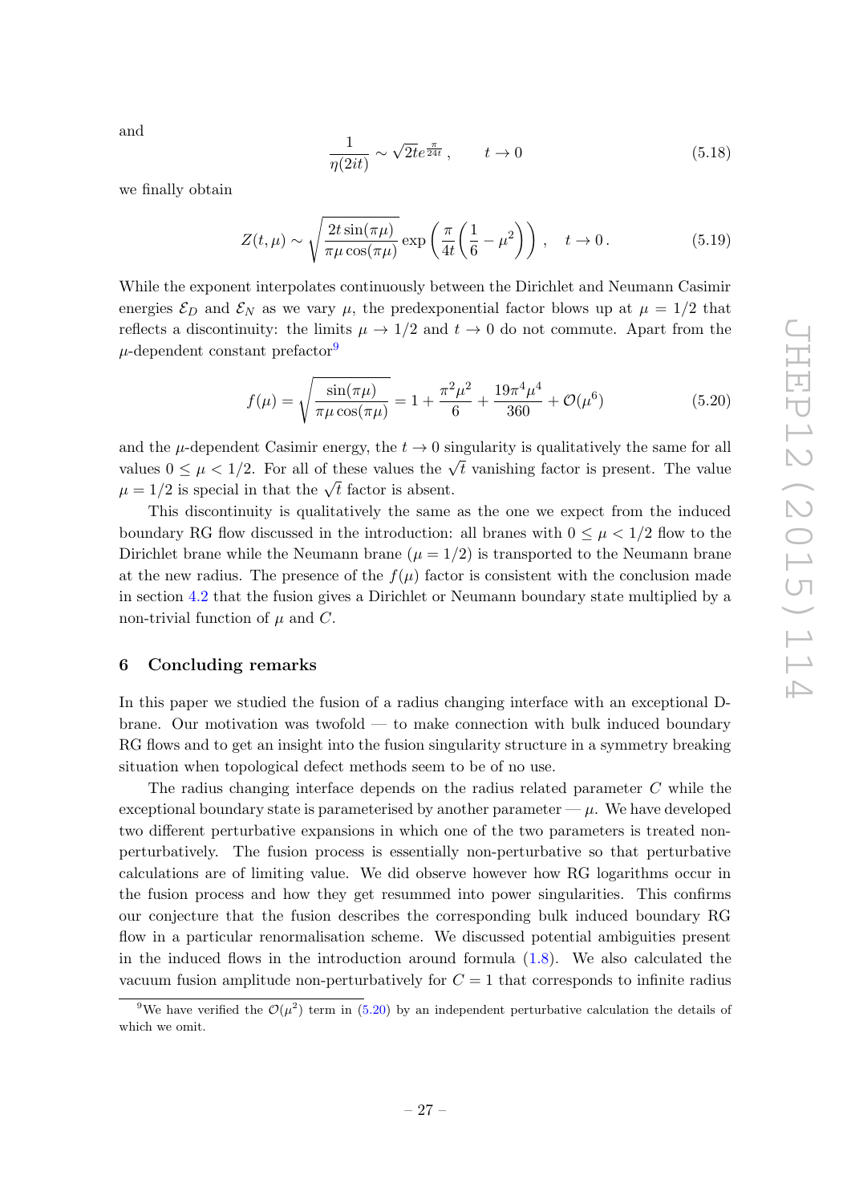and

$$\frac{1}{\eta(2it)} \sim \sqrt{2t}e^{\frac{\pi}{24t}}\,, \qquad t \to 0 \tag{5.18}$$

we finally obtain

$$Z(t,\mu) \sim \sqrt{\frac{2t\sin(\pi\mu)}{\pi\mu\cos(\pi\mu)}}\exp\left(\frac{\pi}{4t}\left(\frac{1}{6}-\mu^2\right)\right)\,, \quad t \to 0\,. \tag{5.19}$$

While the exponent interpolates continuously between the Dirichlet and Neumann Casimir energies $\mathcal{E}_D$ and $\mathcal{E}_N$ as we vary $\mu$, the predexponential factor blows up at $\mu = 1/2$ that reflects a discontinuity: the limits $\mu \to 1/2$ and $t \to 0$ do not commute. Apart from the $\mu$-dependent constant prefactor[9]

$$f(\mu) = \sqrt{\frac{\sin(\pi\mu)}{\pi\mu\cos(\pi\mu)}} = 1 + \frac{\pi^2\mu^2}{6} + \frac{19\pi^4\mu^4}{360} + \mathcal{O}(\mu^6) \tag{5.20}$$

and the $\mu$-dependent Casimir energy, the $t \to 0$ singularity is qualitatively the same for all values $0 \leq \mu < 1/2$. For all of these values the $\sqrt{t}$ vanishing factor is present. The value $\mu = 1/2$ is special in that the $\sqrt{t}$ factor is absent.

This discontinuity is qualitatively the same as the one we expect from the induced boundary RG flow discussed in the introduction: all branes with $0 \leq \mu < 1/2$ flow to the Dirichlet brane while the Neumann brane ($\mu = 1/2$) is transported to the Neumann brane at the new radius. The presence of the $f(\mu)$ factor is consistent with the conclusion made in section 4.2 that the fusion gives a Dirichlet or Neumann boundary state multiplied by a non-trivial function of $\mu$ and $C$.

## 6 Concluding remarks

In this paper we studied the fusion of a radius changing interface with an exceptional D-brane. Our motivation was twofold — to make connection with bulk induced boundary RG flows and to get an insight into the fusion singularity structure in a symmetry breaking situation when topological defect methods seem to be of no use.

The radius changing interface depends on the radius related parameter $C$ while the exceptional boundary state is parameterised by another parameter — $\mu$. We have developed two different perturbative expansions in which one of the two parameters is treated non-perturbatively. The fusion process is essentially non-perturbative so that perturbative calculations are of limiting value. We did observe however how RG logarithms occur in the fusion process and how they get resummed into power singularities. This confirms our conjecture that the fusion describes the corresponding bulk induced boundary RG flow in a particular renormalisation scheme. We discussed potential ambiguities present in the induced flows in the introduction around formula (1.8). We also calculated the vacuum fusion amplitude non-perturbatively for $C = 1$ that corresponds to infinite radius

[9] We have verified the $\mathcal{O}(\mu^2)$ term in (5.20) by an independent perturbative calculation the details of which we omit.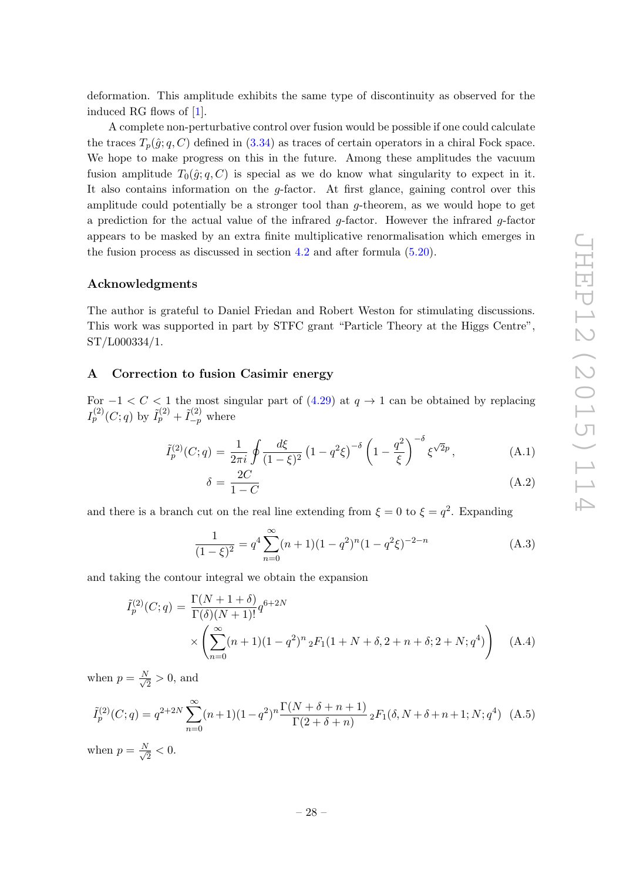deformation. This amplitude exhibits the same type of discontinuity as observed for the induced RG flows of [1].

A complete non-perturbative control over fusion would be possible if one could calculate the traces $T_p(\hat{g}; q, C)$ defined in (3.34) as traces of certain operators in a chiral Fock space. We hope to make progress on this in the future. Among these amplitudes the vacuum fusion amplitude $T_0(\hat{g}; q, C)$ is special as we do know what singularity to expect in it. It also contains information on the $g$-factor. At first glance, gaining control over this amplitude could potentially be a stronger tool than $g$-theorem, as we would hope to get a prediction for the actual value of the infrared $g$-factor. However the infrared $g$-factor appears to be masked by an extra finite multiplicative renormalisation which emerges in the fusion process as discussed in section 4.2 and after formula (5.20).

## Acknowledgments

The author is grateful to Daniel Friedan and Robert Weston for stimulating discussions. This work was supported in part by STFC grant "Particle Theory at the Higgs Centre", ST/L000334/1.

## A Correction to fusion Casimir energy

For $-1 < C < 1$ the most singular part of (4.29) at $q \to 1$ can be obtained by replacing $I_p^{(2)}(C; q)$ by $\tilde{I}_p^{(2)} + \tilde{I}_{-p}^{(2)}$ where

$$\tilde{I}_p^{(2)}(C; q) = \frac{1}{2\pi i} \oint \frac{d\xi}{(1-\xi)^2} \left(1 - q^2\xi\right)^{-\delta} \left(1 - \frac{q^2}{\xi}\right)^{-\delta} \xi^{\sqrt{2}p}, \tag{A.1}$$

$$\delta = \frac{2C}{1-C} \tag{A.2}$$

and there is a branch cut on the real line extending from $\xi = 0$ to $\xi = q^2$. Expanding

$$\frac{1}{(1-\xi)^2} = q^4 \sum_{n=0}^{\infty} (n+1)(1-q^2)^n (1-q^2\xi)^{-2-n} \tag{A.3}$$

and taking the contour integral we obtain the expansion

$$\begin{aligned} \tilde{I}_p^{(2)}(C; q) = & \frac{\Gamma(N+1+\delta)}{\Gamma(\delta)(N+1)!} q^{6+2N} \\ & \times \left( \sum_{n=0}^{\infty} (n+1)(1-q^2)^n \, {}_2F_1(1+N+\delta, 2+n+\delta; 2+N; q^4) \right) \end{aligned} \tag{A.4}$$

when $p = \frac{N}{\sqrt{2}} > 0$, and

$$\tilde{I}_p^{(2)}(C; q) = q^{2+2N} \sum_{n=0}^{\infty} (n+1)(1-q^2)^n \frac{\Gamma(N+\delta+n+1)}{\Gamma(2+\delta+n)} \, {}_2F_1(\delta, N+\delta+n+1; N; q^4) \tag{A.5}$$

when $p = \frac{N}{\sqrt{2}} < 0$.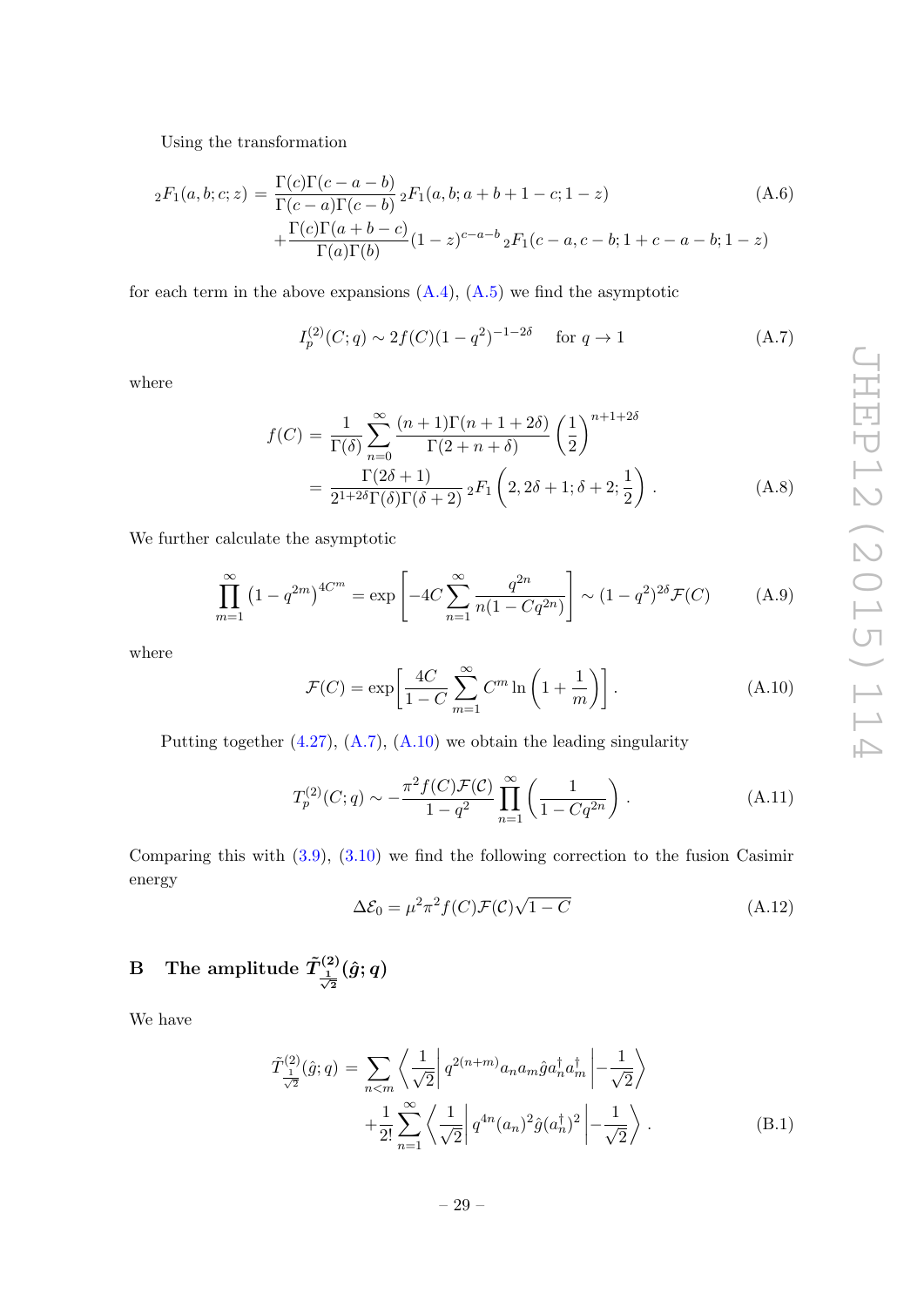Using the transformation

$$
\begin{aligned}
{}_2F_1(a,b;c;z) &= \frac{\Gamma(c)\Gamma(c-a-b)}{\Gamma(c-a)\Gamma(c-b)}\,{}_2F_1(a,b;a+b+1-c;1-z) \\
&\quad+\frac{\Gamma(c)\Gamma(a+b-c)}{\Gamma(a)\Gamma(b)}(1-z)^{c-a-b}\,{}_2F_1(c-a,c-b;1+c-a-b;1-z)
\end{aligned} \tag{A.6}
$$

for each term in the above expansions (A.4), (A.5) we find the asymptotic

$$
I_p^{(2)}(C;q) \sim 2f(C)(1-q^2)^{-1-2\delta} \quad \text{for } q\to 1 \tag{A.7}
$$

where

$$
\begin{aligned}
f(C) &= \frac{1}{\Gamma(\delta)}\sum_{n=0}^{\infty}\frac{(n+1)\Gamma(n+1+2\delta)}{\Gamma(2+n+\delta)}\left(\frac{1}{2}\right)^{n+1+2\delta} \\
&= \frac{\Gamma(2\delta+1)}{2^{1+2\delta}\Gamma(\delta)\Gamma(\delta+2)}\,{}_2F_1\left(2,2\delta+1;\delta+2;\frac{1}{2}\right).
\end{aligned} \tag{A.8}
$$

We further calculate the asymptotic

$$
\prod_{m=1}^{\infty}\left(1-q^{2m}\right)^{4C^m} = \exp\left[-4C\sum_{n=1}^{\infty}\frac{q^{2n}}{n(1-Cq^{2n})}\right] \sim (1-q^2)^{2\delta}\mathcal{F}(C) \tag{A.9}
$$

where

$$
\mathcal{F}(C) = \exp\left[\frac{4C}{1-C}\sum_{m=1}^{\infty}C^m\ln\left(1+\frac{1}{m}\right)\right]. \tag{A.10}
$$

Putting together (4.27), (A.7), (A.10) we obtain the leading singularity

$$
T_p^{(2)}(C;q) \sim -\frac{\pi^2 f(C)\mathcal{F}(\mathcal{C})}{1-q^2}\prod_{n=1}^{\infty}\left(\frac{1}{1-Cq^{2n}}\right). \tag{A.11}
$$

Comparing this with (3.9), (3.10) we find the following correction to the fusion Casimir energy

$$
\Delta\mathcal{E}_0 = \mu^2\pi^2 f(C)\mathcal{F}(\mathcal{C})\sqrt{1-C} \tag{A.12}
$$

# B The amplitude $\tilde{T}^{(2)}_{\frac{1}{\sqrt{2}}}(\hat{g};q)$

We have

$$
\begin{aligned}
\tilde{T}^{(2)}_{\frac{1}{\sqrt{2}}}(\hat{g};q) &= \sum_{n<m}\left\langle\frac{1}{\sqrt{2}}\right| q^{2(n+m)}a_n a_m \hat{g} a_n^\dagger a_m^\dagger \left|-\frac{1}{\sqrt{2}}\right\rangle \\
&\quad+\frac{1}{2!}\sum_{n=1}^{\infty}\left\langle\frac{1}{\sqrt{2}}\right| q^{4n}(a_n)^2\hat{g}(a_n^\dagger)^2\left|-\frac{1}{\sqrt{2}}\right\rangle.
\end{aligned} \tag{B.1}
$$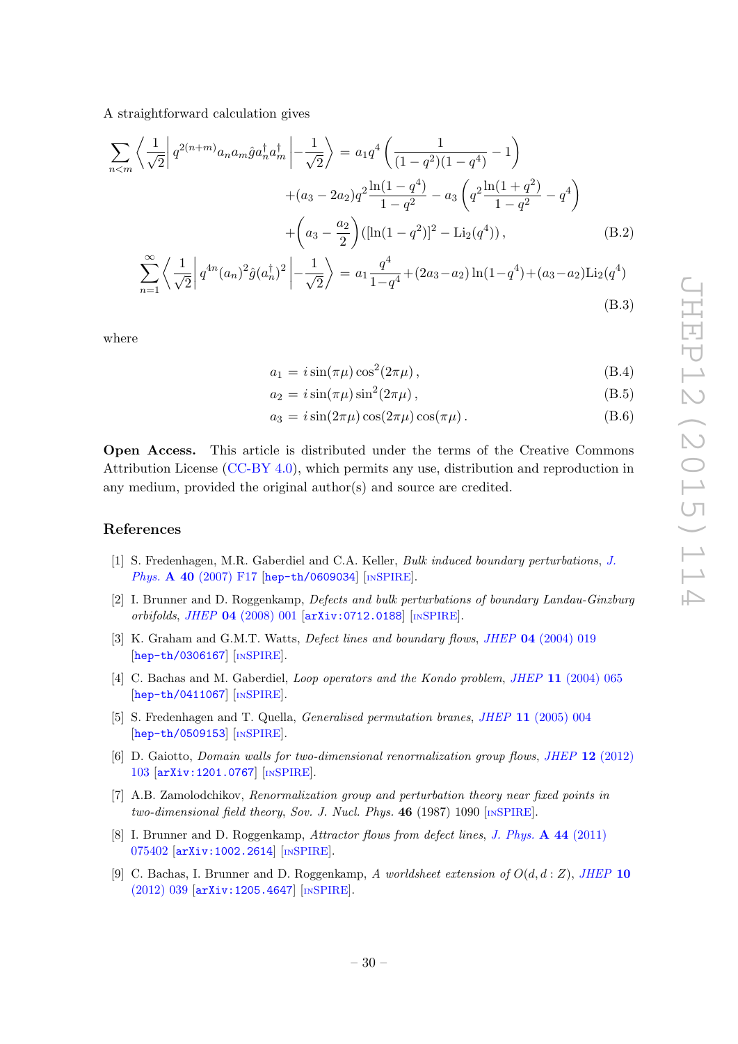A straightforward calculation gives

$$\sum_{n<m} \left\langle \frac{1}{\sqrt{2}} \right| q^{2(n+m)} a_n a_m \hat{g} a_n^\dagger a_m^\dagger \left| -\frac{1}{\sqrt{2}} \right\rangle = a_1 q^4 \left( \frac{1}{(1-q^2)(1-q^4)} - 1 \right)$$
$$+ (a_3 - 2a_2) q^2 \frac{\ln(1-q^4)}{1-q^2} - a_3 \left( q^2 \frac{\ln(1+q^2)}{1-q^2} - q^4 \right)$$
$$+ \left( a_3 - \frac{a_2}{2} \right) \left( [\ln(1-q^2)]^2 - \mathrm{Li}_2(q^4) \right), \tag{B.2}$$

$$\sum_{n=1}^{\infty} \left\langle \frac{1}{\sqrt{2}} \right| q^{4n} (a_n)^2 \hat{g} (a_n^\dagger)^2 \left| -\frac{1}{\sqrt{2}} \right\rangle = a_1 \frac{q^4}{1-q^4} + (2a_3 - a_2) \ln(1-q^4) + (a_3 - a_2) \mathrm{Li}_2(q^4) \tag{B.3}$$

where

$$a_1 = i \sin(\pi\mu) \cos^2(2\pi\mu), \tag{B.4}$$
$$a_2 = i \sin(\pi\mu) \sin^2(2\pi\mu), \tag{B.5}$$
$$a_3 = i \sin(2\pi\mu) \cos(2\pi\mu) \cos(\pi\mu). \tag{B.6}$$

**Open Access.** This article is distributed under the terms of the Creative Commons Attribution License (CC-BY 4.0), which permits any use, distribution and reproduction in any medium, provided the original author(s) and source are credited.

## References

[1] S. Fredenhagen, M.R. Gaberdiel and C.A. Keller, *Bulk induced boundary perturbations*, J. Phys. **A 40** (2007) F17 [hep-th/0609034] [INSPIRE].

[2] I. Brunner and D. Roggenkamp, *Defects and bulk perturbations of boundary Landau-Ginzburg orbifolds*, JHEP **04** (2008) 001 [arXiv:0712.0188] [INSPIRE].

[3] K. Graham and G.M.T. Watts, *Defect lines and boundary flows*, JHEP **04** (2004) 019 [hep-th/0306167] [INSPIRE].

[4] C. Bachas and M. Gaberdiel, *Loop operators and the Kondo problem*, JHEP **11** (2004) 065 [hep-th/0411067] [INSPIRE].

[5] S. Fredenhagen and T. Quella, *Generalised permutation branes*, JHEP **11** (2005) 004 [hep-th/0509153] [INSPIRE].

[6] D. Gaiotto, *Domain walls for two-dimensional renormalization group flows*, JHEP **12** (2012) 103 [arXiv:1201.0767] [INSPIRE].

[7] A.B. Zamolodchikov, *Renormalization group and perturbation theory near fixed points in two-dimensional field theory*, Sov. J. Nucl. Phys. **46** (1987) 1090 [INSPIRE].

[8] I. Brunner and D. Roggenkamp, *Attractor flows from defect lines*, J. Phys. **A 44** (2011) 075402 [arXiv:1002.2614] [INSPIRE].

[9] C. Bachas, I. Brunner and D. Roggenkamp, *A worldsheet extension of $O(d, d : Z)$*, JHEP **10** (2012) 039 [arXiv:1205.4647] [INSPIRE].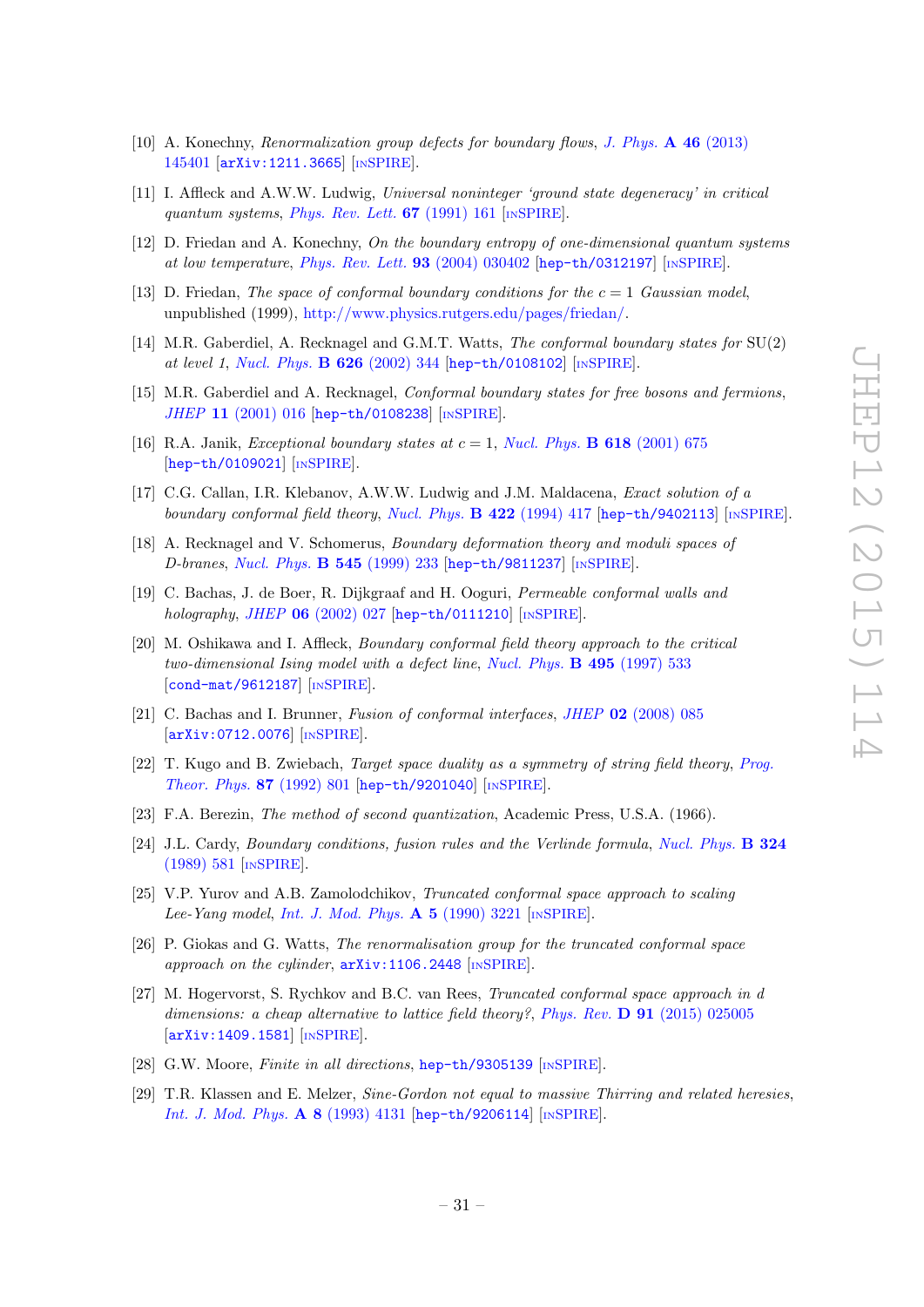[10] A. Konechny, *Renormalization group defects for boundary flows*, *J. Phys.* **A 46** (2013) 145401 [arXiv:1211.3665] [INSPIRE].

[11] I. Affleck and A.W.W. Ludwig, *Universal noninteger 'ground state degeneracy' in critical quantum systems*, *Phys. Rev. Lett.* **67** (1991) 161 [INSPIRE].

[12] D. Friedan and A. Konechny, *On the boundary entropy of one-dimensional quantum systems at low temperature*, *Phys. Rev. Lett.* **93** (2004) 030402 [hep-th/0312197] [INSPIRE].

[13] D. Friedan, *The space of conformal boundary conditions for the $c = 1$ Gaussian model*, unpublished (1999), http://www.physics.rutgers.edu/pages/friedan/.

[14] M.R. Gaberdiel, A. Recknagel and G.M.T. Watts, *The conformal boundary states for* SU(2) *at level 1*, *Nucl. Phys.* **B 626** (2002) 344 [hep-th/0108102] [INSPIRE].

[15] M.R. Gaberdiel and A. Recknagel, *Conformal boundary states for free bosons and fermions*, *JHEP* **11** (2001) 016 [hep-th/0108238] [INSPIRE].

[16] R.A. Janik, *Exceptional boundary states at $c = 1$*, *Nucl. Phys.* **B 618** (2001) 675 [hep-th/0109021] [INSPIRE].

[17] C.G. Callan, I.R. Klebanov, A.W.W. Ludwig and J.M. Maldacena, *Exact solution of a boundary conformal field theory*, *Nucl. Phys.* **B 422** (1994) 417 [hep-th/9402113] [INSPIRE].

[18] A. Recknagel and V. Schomerus, *Boundary deformation theory and moduli spaces of D-branes*, *Nucl. Phys.* **B 545** (1999) 233 [hep-th/9811237] [INSPIRE].

[19] C. Bachas, J. de Boer, R. Dijkgraaf and H. Ooguri, *Permeable conformal walls and holography*, *JHEP* **06** (2002) 027 [hep-th/0111210] [INSPIRE].

[20] M. Oshikawa and I. Affleck, *Boundary conformal field theory approach to the critical two-dimensional Ising model with a defect line*, *Nucl. Phys.* **B 495** (1997) 533 [cond-mat/9612187] [INSPIRE].

[21] C. Bachas and I. Brunner, *Fusion of conformal interfaces*, *JHEP* **02** (2008) 085 [arXiv:0712.0076] [INSPIRE].

[22] T. Kugo and B. Zwiebach, *Target space duality as a symmetry of string field theory*, *Prog. Theor. Phys.* **87** (1992) 801 [hep-th/9201040] [INSPIRE].

[23] F.A. Berezin, *The method of second quantization*, Academic Press, U.S.A. (1966).

[24] J.L. Cardy, *Boundary conditions, fusion rules and the Verlinde formula*, *Nucl. Phys.* **B 324** (1989) 581 [INSPIRE].

[25] V.P. Yurov and A.B. Zamolodchikov, *Truncated conformal space approach to scaling Lee-Yang model*, *Int. J. Mod. Phys.* **A 5** (1990) 3221 [INSPIRE].

[26] P. Giokas and G. Watts, *The renormalisation group for the truncated conformal space approach on the cylinder*, arXiv:1106.2448 [INSPIRE].

[27] M. Hogervorst, S. Rychkov and B.C. van Rees, *Truncated conformal space approach in d dimensions: a cheap alternative to lattice field theory?*, *Phys. Rev.* **D 91** (2015) 025005 [arXiv:1409.1581] [INSPIRE].

[28] G.W. Moore, *Finite in all directions*, hep-th/9305139 [INSPIRE].

[29] T.R. Klassen and E. Melzer, *Sine-Gordon not equal to massive Thirring and related heresies*, *Int. J. Mod. Phys.* **A 8** (1993) 4131 [hep-th/9206114] [INSPIRE].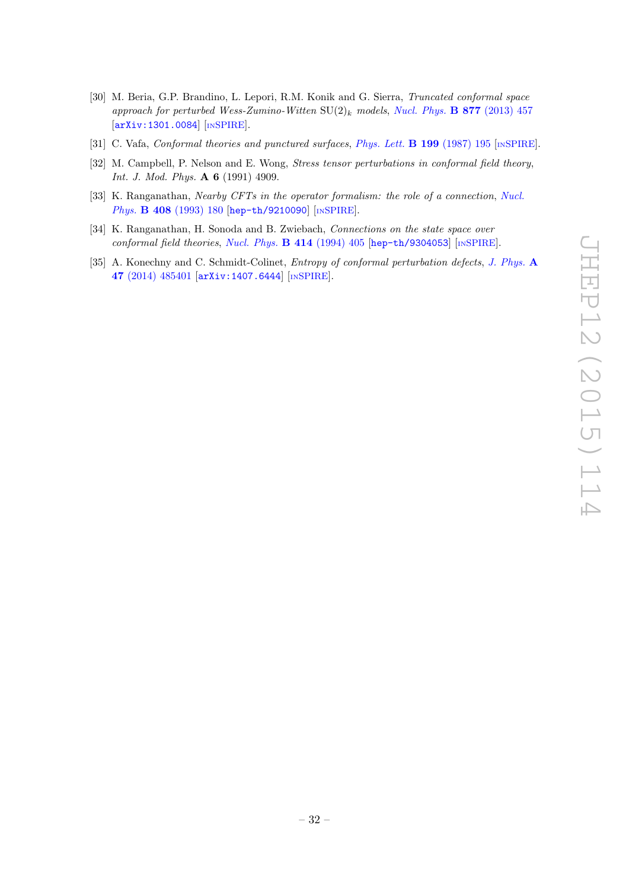[30] M. Beria, G.P. Brandino, L. Lepori, R.M. Konik and G. Sierra, *Truncated conformal space approach for perturbed Wess-Zumino-Witten* $SU(2)_k$ *models*, Nucl. Phys. **B 877** (2013) 457 [arXiv:1301.0084] [INSPIRE].

[31] C. Vafa, *Conformal theories and punctured surfaces*, Phys. Lett. **B 199** (1987) 195 [INSPIRE].

[32] M. Campbell, P. Nelson and E. Wong, *Stress tensor perturbations in conformal field theory*, Int. J. Mod. Phys. **A 6** (1991) 4909.

[33] K. Ranganathan, *Nearby CFTs in the operator formalism: the role of a connection*, Nucl. Phys. **B 408** (1993) 180 [hep-th/9210090] [INSPIRE].

[34] K. Ranganathan, H. Sonoda and B. Zwiebach, *Connections on the state space over conformal field theories*, Nucl. Phys. **B 414** (1994) 405 [hep-th/9304053] [INSPIRE].

[35] A. Konechny and C. Schmidt-Colinet, *Entropy of conformal perturbation defects*, J. Phys. **A 47** (2014) 485401 [arXiv:1407.6444] [INSPIRE].